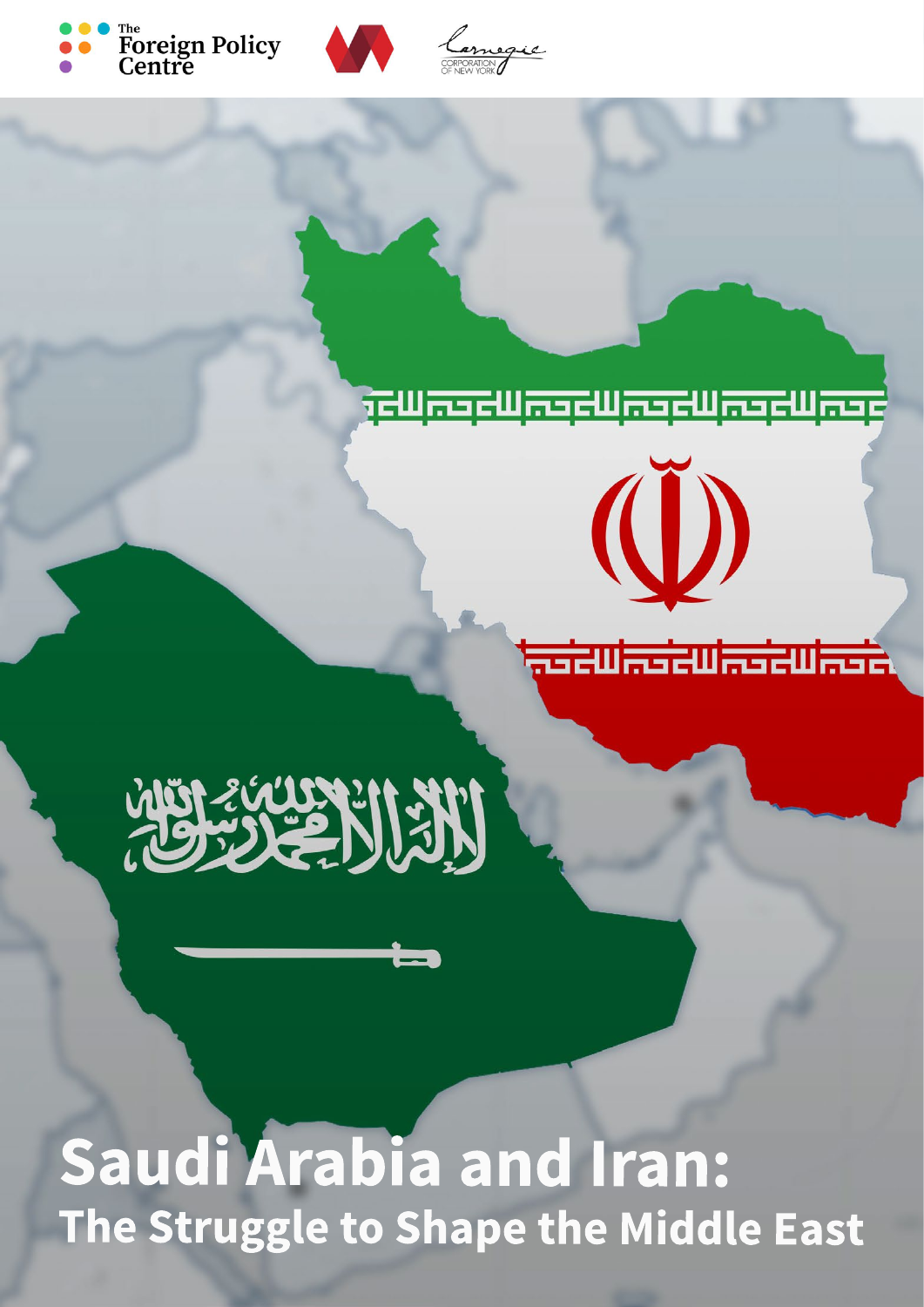The Foreign Policy Centre

# Saudi Arabia and Iran:
## The Struggle to Shape the Middle East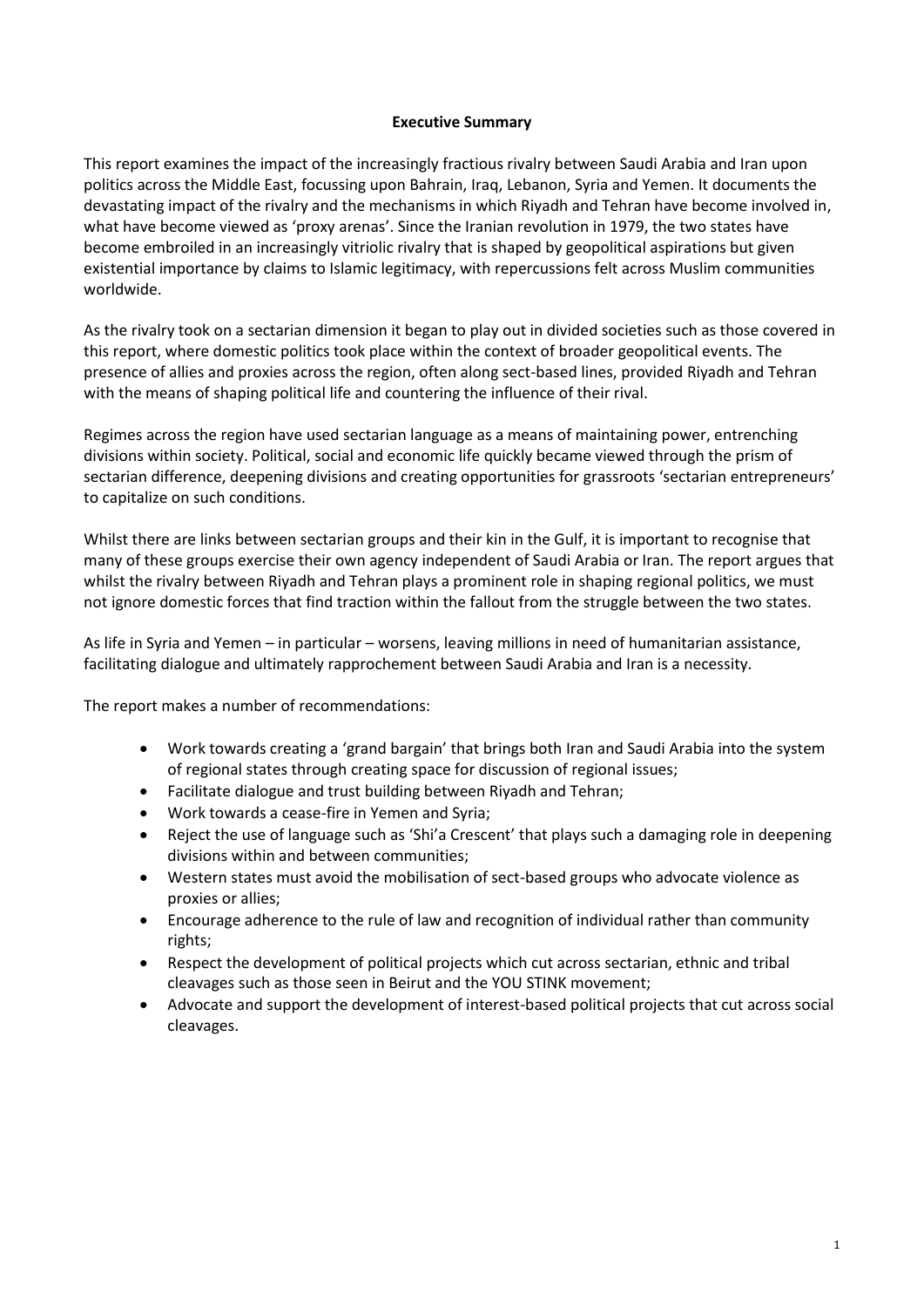**Executive Summary**

This report examines the impact of the increasingly fractious rivalry between Saudi Arabia and Iran upon politics across the Middle East, focussing upon Bahrain, Iraq, Lebanon, Syria and Yemen. It documents the devastating impact of the rivalry and the mechanisms in which Riyadh and Tehran have become involved in, what have become viewed as 'proxy arenas'. Since the Iranian revolution in 1979, the two states have become embroiled in an increasingly vitriolic rivalry that is shaped by geopolitical aspirations but given existential importance by claims to Islamic legitimacy, with repercussions felt across Muslim communities worldwide.

As the rivalry took on a sectarian dimension it began to play out in divided societies such as those covered in this report, where domestic politics took place within the context of broader geopolitical events. The presence of allies and proxies across the region, often along sect-based lines, provided Riyadh and Tehran with the means of shaping political life and countering the influence of their rival.

Regimes across the region have used sectarian language as a means of maintaining power, entrenching divisions within society. Political, social and economic life quickly became viewed through the prism of sectarian difference, deepening divisions and creating opportunities for grassroots 'sectarian entrepreneurs' to capitalize on such conditions.

Whilst there are links between sectarian groups and their kin in the Gulf, it is important to recognise that many of these groups exercise their own agency independent of Saudi Arabia or Iran. The report argues that whilst the rivalry between Riyadh and Tehran plays a prominent role in shaping regional politics, we must not ignore domestic forces that find traction within the fallout from the struggle between the two states.

As life in Syria and Yemen – in particular – worsens, leaving millions in need of humanitarian assistance, facilitating dialogue and ultimately rapprochement between Saudi Arabia and Iran is a necessity.

The report makes a number of recommendations:

- Work towards creating a 'grand bargain' that brings both Iran and Saudi Arabia into the system of regional states through creating space for discussion of regional issues;
- Facilitate dialogue and trust building between Riyadh and Tehran;
- Work towards a cease-fire in Yemen and Syria;
- Reject the use of language such as 'Shi'a Crescent' that plays such a damaging role in deepening divisions within and between communities;
- Western states must avoid the mobilisation of sect-based groups who advocate violence as proxies or allies;
- Encourage adherence to the rule of law and recognition of individual rather than community rights;
- Respect the development of political projects which cut across sectarian, ethnic and tribal cleavages such as those seen in Beirut and the YOU STINK movement;
- Advocate and support the development of interest-based political projects that cut across social cleavages.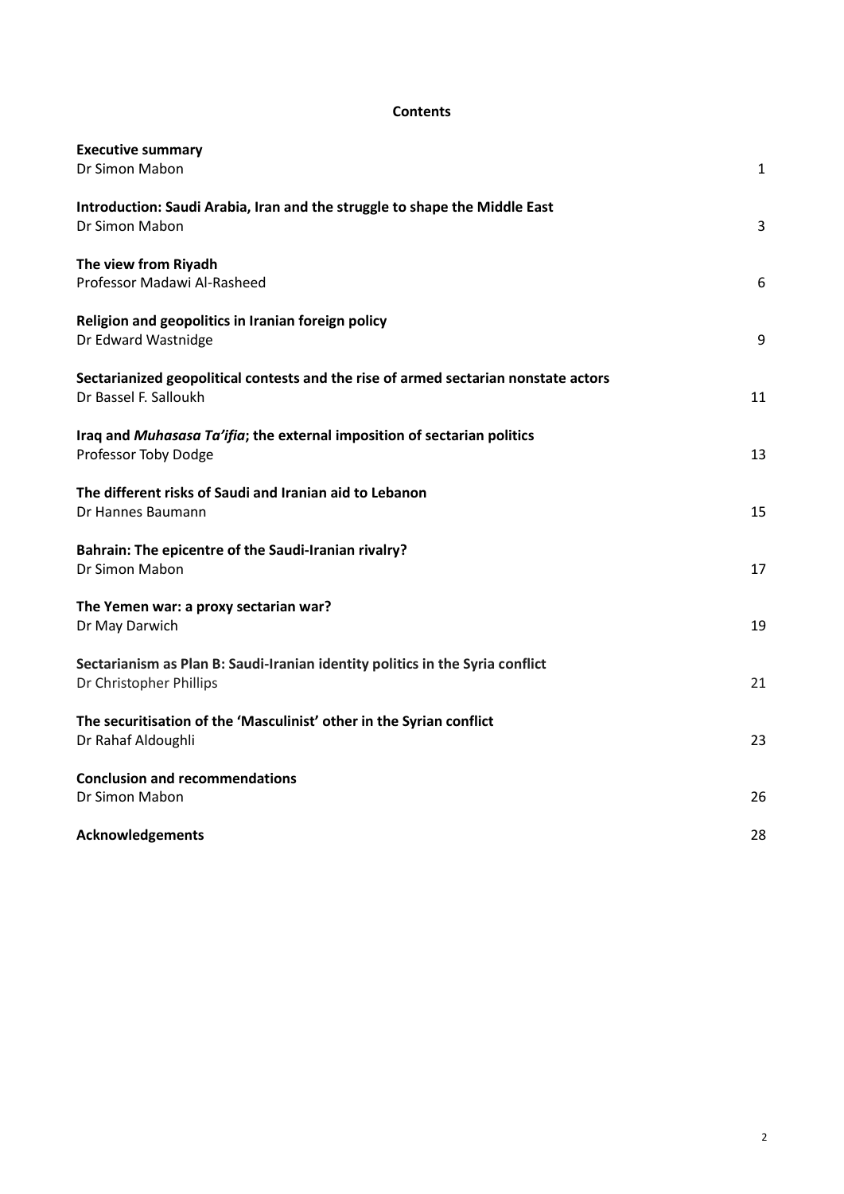# Contents

| | |
|---|---|
| **Executive summary**<br>Dr Simon Mabon | 1 |
| **Introduction: Saudi Arabia, Iran and the struggle to shape the Middle East**<br>Dr Simon Mabon | 3 |
| **The view from Riyadh**<br>Professor Madawi Al-Rasheed | 6 |
| **Religion and geopolitics in Iranian foreign policy**<br>Dr Edward Wastnidge | 9 |
| **Sectarianized geopolitical contests and the rise of armed sectarian nonstate actors**<br>Dr Bassel F. Salloukh | 11 |
| **Iraq and *Muhasasa Ta'ifia*; the external imposition of sectarian politics**<br>Professor Toby Dodge | 13 |
| **The different risks of Saudi and Iranian aid to Lebanon**<br>Dr Hannes Baumann | 15 |
| **Bahrain: The epicentre of the Saudi-Iranian rivalry?**<br>Dr Simon Mabon | 17 |
| **The Yemen war: a proxy sectarian war?**<br>Dr May Darwich | 19 |
| **Sectarianism as Plan B: Saudi-Iranian identity politics in the Syria conflict**<br>Dr Christopher Phillips | 21 |
| **The securitisation of the 'Masculinist' other in the Syrian conflict**<br>Dr Rahaf Aldoughli | 23 |
| **Conclusion and recommendations**<br>Dr Simon Mabon | 26 |
| **Acknowledgements** | 28 |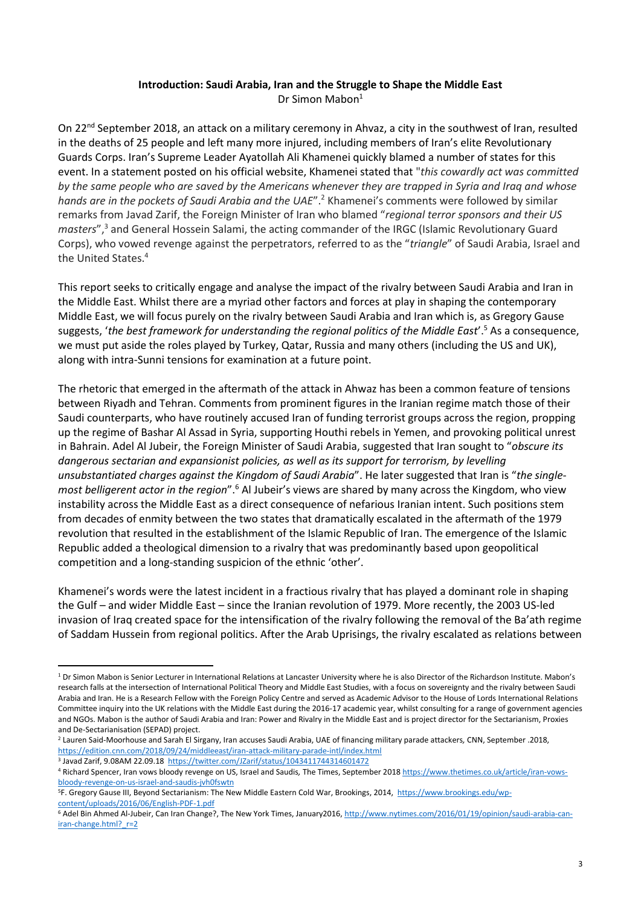**Introduction: Saudi Arabia, Iran and the Struggle to Shape the Middle East**

Dr Simon Mabon[1]

On 22nd September 2018, an attack on a military ceremony in Ahvaz, a city in the southwest of Iran, resulted in the deaths of 25 people and left many more injured, including members of Iran's elite Revolutionary Guards Corps. Iran's Supreme Leader Ayatollah Ali Khamenei quickly blamed a number of states for this event. In a statement posted on his official website, Khamenei stated that "*this cowardly act was committed by the same people who are saved by the Americans whenever they are trapped in Syria and Iraq and whose hands are in the pockets of Saudi Arabia and the UAE*".[2] Khamenei's comments were followed by similar remarks from Javad Zarif, the Foreign Minister of Iran who blamed "*regional terror sponsors and their US masters*",[3] and General Hossein Salami, the acting commander of the IRGC (Islamic Revolutionary Guard Corps), who vowed revenge against the perpetrators, referred to as the "*triangle*" of Saudi Arabia, Israel and the United States.[4]

This report seeks to critically engage and analyse the impact of the rivalry between Saudi Arabia and Iran in the Middle East. Whilst there are a myriad other factors and forces at play in shaping the contemporary Middle East, we will focus purely on the rivalry between Saudi Arabia and Iran which is, as Gregory Gause suggests, '*the best framework for understanding the regional politics of the Middle East*'.[5] As a consequence, we must put aside the roles played by Turkey, Qatar, Russia and many others (including the US and UK), along with intra-Sunni tensions for examination at a future point.

The rhetoric that emerged in the aftermath of the attack in Ahwaz has been a common feature of tensions between Riyadh and Tehran. Comments from prominent figures in the Iranian regime match those of their Saudi counterparts, who have routinely accused Iran of funding terrorist groups across the region, propping up the regime of Bashar Al Assad in Syria, supporting Houthi rebels in Yemen, and provoking political unrest in Bahrain. Adel Al Jubeir, the Foreign Minister of Saudi Arabia, suggested that Iran sought to "*obscure its dangerous sectarian and expansionist policies, as well as its support for terrorism, by levelling unsubstantiated charges against the Kingdom of Saudi Arabia*". He later suggested that Iran is "*the single-most belligerent actor in the region*".[6] Al Jubeir's views are shared by many across the Kingdom, who view instability across the Middle East as a direct consequence of nefarious Iranian intent. Such positions stem from decades of enmity between the two states that dramatically escalated in the aftermath of the 1979 revolution that resulted in the establishment of the Islamic Republic of Iran. The emergence of the Islamic Republic added a theological dimension to a rivalry that was predominantly based upon geopolitical competition and a long-standing suspicion of the ethnic 'other'.

Khamenei's words were the latest incident in a fractious rivalry that has played a dominant role in shaping the Gulf – and wider Middle East – since the Iranian revolution of 1979. More recently, the 2003 US-led invasion of Iraq created space for the intensification of the rivalry following the removal of the Ba'ath regime of Saddam Hussein from regional politics. After the Arab Uprisings, the rivalry escalated as relations between

---

[1] Dr Simon Mabon is Senior Lecturer in International Relations at Lancaster University where he is also Director of the Richardson Institute. Mabon's research falls at the intersection of International Political Theory and Middle East Studies, with a focus on sovereignty and the rivalry between Saudi Arabia and Iran. He is a Research Fellow with the Foreign Policy Centre and served as Academic Advisor to the House of Lords International Relations Committee inquiry into the UK relations with the Middle East during the 2016-17 academic year, whilst consulting for a range of government agencies and NGOs. Mabon is the author of Saudi Arabia and Iran: Power and Rivalry in the Middle East and is project director for the Sectarianism, Proxies and De-Sectarianisation (SEPAD) project.

[2] Lauren Said-Moorhouse and Sarah El Sirgany, Iran accuses Saudi Arabia, UAE of financing military parade attackers, CNN, September .2018, https://edition.cnn.com/2018/09/24/middleeast/iran-attack-military-parade-intl/index.html

[3] Javad Zarif, 9.08AM 22.09.18 https://twitter.com/JZarif/status/1043411744314601472

[4] Richard Spencer, Iran vows bloody revenge on US, Israel and Saudis, The Times, September 2018 https://www.thetimes.co.uk/article/iran-vows-bloody-revenge-on-us-israel-and-saudis-jvh0fswtn

[5] F. Gregory Gause III, Beyond Sectarianism: The New Middle Eastern Cold War, Brookings, 2014, https://www.brookings.edu/wp-content/uploads/2016/06/English-PDF-1.pdf

[6] Adel Bin Ahmed Al-Jubeir, Can Iran Change?, The New York Times, January2016, http://www.nytimes.com/2016/01/19/opinion/saudi-arabia-can-iran-change.html?_r=2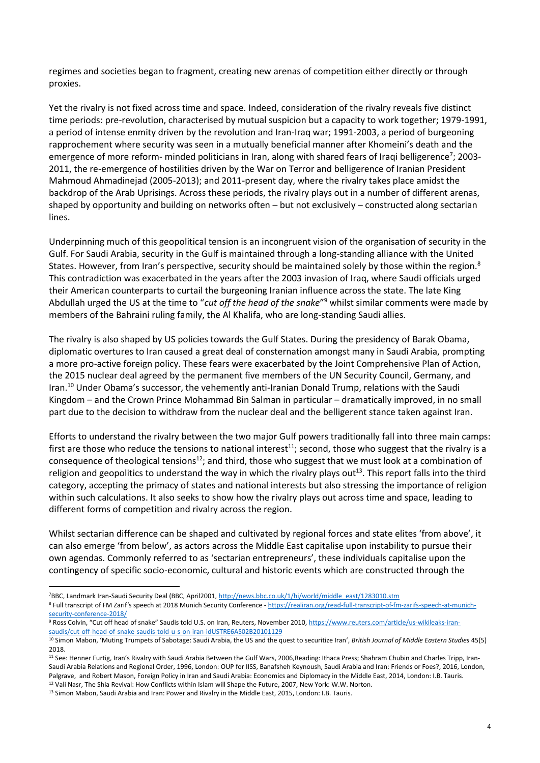regimes and societies began to fragment, creating new arenas of competition either directly or through proxies.

Yet the rivalry is not fixed across time and space. Indeed, consideration of the rivalry reveals five distinct time periods: pre-revolution, characterised by mutual suspicion but a capacity to work together; 1979-1991, a period of intense enmity driven by the revolution and Iran-Iraq war; 1991-2003, a period of burgeoning rapprochement where security was seen in a mutually beneficial manner after Khomeini's death and the emergence of more reform- minded politicians in Iran, along with shared fears of Iraqi belligerence[7]; 2003-2011, the re-emergence of hostilities driven by the War on Terror and belligerence of Iranian President Mahmoud Ahmadinejad (2005-2013); and 2011-present day, where the rivalry takes place amidst the backdrop of the Arab Uprisings. Across these periods, the rivalry plays out in a number of different arenas, shaped by opportunity and building on networks often – but not exclusively – constructed along sectarian lines.

Underpinning much of this geopolitical tension is an incongruent vision of the organisation of security in the Gulf. For Saudi Arabia, security in the Gulf is maintained through a long-standing alliance with the United States. However, from Iran's perspective, security should be maintained solely by those within the region.[8] This contradiction was exacerbated in the years after the 2003 invasion of Iraq, where Saudi officials urged their American counterparts to curtail the burgeoning Iranian influence across the state. The late King Abdullah urged the US at the time to "*cut off the head of the snake*"[9] whilst similar comments were made by members of the Bahraini ruling family, the Al Khalifa, who are long-standing Saudi allies.

The rivalry is also shaped by US policies towards the Gulf States. During the presidency of Barak Obama, diplomatic overtures to Iran caused a great deal of consternation amongst many in Saudi Arabia, prompting a more pro-active foreign policy. These fears were exacerbated by the Joint Comprehensive Plan of Action, the 2015 nuclear deal agreed by the permanent five members of the UN Security Council, Germany, and Iran.[10] Under Obama's successor, the vehemently anti-Iranian Donald Trump, relations with the Saudi Kingdom – and the Crown Prince Mohammad Bin Salman in particular – dramatically improved, in no small part due to the decision to withdraw from the nuclear deal and the belligerent stance taken against Iran.

Efforts to understand the rivalry between the two major Gulf powers traditionally fall into three main camps: first are those who reduce the tensions to national interest[11]; second, those who suggest that the rivalry is a consequence of theological tensions[12]; and third, those who suggest that we must look at a combination of religion and geopolitics to understand the way in which the rivalry plays out[13]. This report falls into the third category, accepting the primacy of states and national interests but also stressing the importance of religion within such calculations. It also seeks to show how the rivalry plays out across time and space, leading to different forms of competition and rivalry across the region.

Whilst sectarian difference can be shaped and cultivated by regional forces and state elites 'from above', it can also emerge 'from below', as actors across the Middle East capitalise upon instability to pursue their own agendas. Commonly referred to as 'sectarian entrepreneurs', these individuals capitalise upon the contingency of specific socio-economic, cultural and historic events which are constructed through the

---

[7] BBC, Landmark Iran-Saudi Security Deal (BBC, April2001, http://news.bbc.co.uk/1/hi/world/middle_east/1283010.stm

[8] Full transcript of FM Zarif's speech at 2018 Munich Security Conference - https://realiran.org/read-full-transcript-of-fm-zarifs-speech-at-munich-security-conference-2018/

[9] Ross Colvin, "Cut off head of snake" Saudis told U.S. on Iran, Reuters, November 2010, https://www.reuters.com/article/us-wikileaks-iran-saudis/cut-off-head-of-snake-saudis-told-u-s-on-iran-idUSTRE6AS02B20101129

[10] Simon Mabon, 'Muting Trumpets of Sabotage: Saudi Arabia, the US and the quest to securitize Iran', *British Journal of Middle Eastern Studies* 45(5) 2018.

[11] See: Henner Furtig, Iran's Rivalry with Saudi Arabia Between the Gulf Wars, 2006,Reading: Ithaca Press; Shahram Chubin and Charles Tripp, Iran-Saudi Arabia Relations and Regional Order, 1996, London: OUP for IISS, Banafsheh Keynoush, Saudi Arabia and Iran: Friends or Foes?, 2016, London, Palgrave, and Robert Mason, Foreign Policy in Iran and Saudi Arabia: Economics and Diplomacy in the Middle East, 2014, London: I.B. Tauris.

[12] Vali Nasr, The Shia Revival: How Conflicts within Islam will Shape the Future, 2007, New York: W.W. Norton.

[13] Simon Mabon, Saudi Arabia and Iran: Power and Rivalry in the Middle East, 2015, London: I.B. Tauris.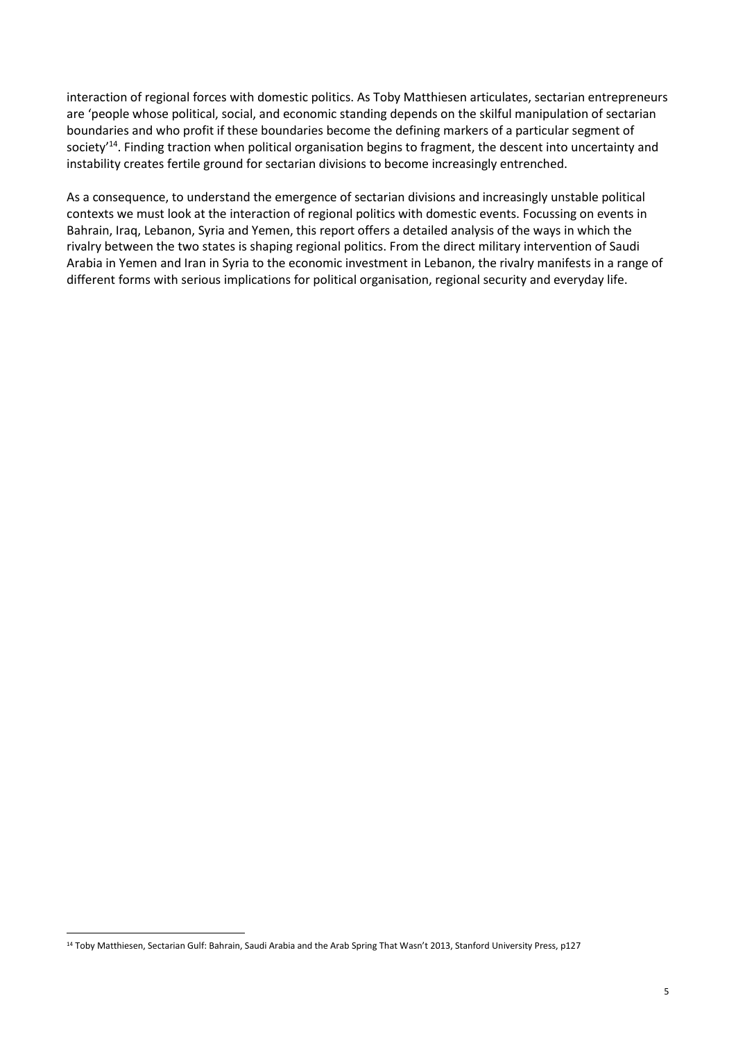interaction of regional forces with domestic politics. As Toby Matthiesen articulates, sectarian entrepreneurs are 'people whose political, social, and economic standing depends on the skilful manipulation of sectarian boundaries and who profit if these boundaries become the defining markers of a particular segment of society'[14]. Finding traction when political organisation begins to fragment, the descent into uncertainty and instability creates fertile ground for sectarian divisions to become increasingly entrenched.

As a consequence, to understand the emergence of sectarian divisions and increasingly unstable political contexts we must look at the interaction of regional politics with domestic events. Focussing on events in Bahrain, Iraq, Lebanon, Syria and Yemen, this report offers a detailed analysis of the ways in which the rivalry between the two states is shaping regional politics. From the direct military intervention of Saudi Arabia in Yemen and Iran in Syria to the economic investment in Lebanon, the rivalry manifests in a range of different forms with serious implications for political organisation, regional security and everyday life.

[14] Toby Matthiesen, Sectarian Gulf: Bahrain, Saudi Arabia and the Arab Spring That Wasn't 2013, Stanford University Press, p127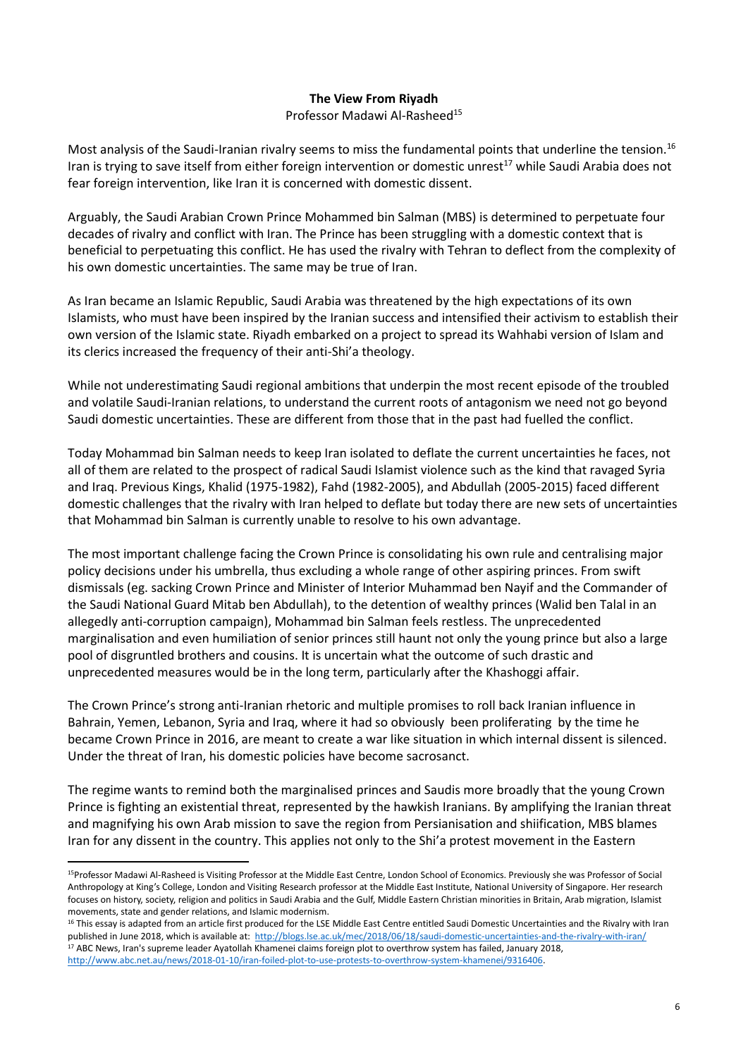**The View From Riyadh**

Professor Madawi Al-Rasheed[15]

Most analysis of the Saudi-Iranian rivalry seems to miss the fundamental points that underline the tension.[16] Iran is trying to save itself from either foreign intervention or domestic unrest[17] while Saudi Arabia does not fear foreign intervention, like Iran it is concerned with domestic dissent.

Arguably, the Saudi Arabian Crown Prince Mohammed bin Salman (MBS) is determined to perpetuate four decades of rivalry and conflict with Iran. The Prince has been struggling with a domestic context that is beneficial to perpetuating this conflict. He has used the rivalry with Tehran to deflect from the complexity of his own domestic uncertainties. The same may be true of Iran.

As Iran became an Islamic Republic, Saudi Arabia was threatened by the high expectations of its own Islamists, who must have been inspired by the Iranian success and intensified their activism to establish their own version of the Islamic state. Riyadh embarked on a project to spread its Wahhabi version of Islam and its clerics increased the frequency of their anti-Shi'a theology.

While not underestimating Saudi regional ambitions that underpin the most recent episode of the troubled and volatile Saudi-Iranian relations, to understand the current roots of antagonism we need not go beyond Saudi domestic uncertainties. These are different from those that in the past had fuelled the conflict.

Today Mohammad bin Salman needs to keep Iran isolated to deflate the current uncertainties he faces, not all of them are related to the prospect of radical Saudi Islamist violence such as the kind that ravaged Syria and Iraq. Previous Kings, Khalid (1975-1982), Fahd (1982-2005), and Abdullah (2005-2015) faced different domestic challenges that the rivalry with Iran helped to deflate but today there are new sets of uncertainties that Mohammad bin Salman is currently unable to resolve to his own advantage.

The most important challenge facing the Crown Prince is consolidating his own rule and centralising major policy decisions under his umbrella, thus excluding a whole range of other aspiring princes. From swift dismissals (eg. sacking Crown Prince and Minister of Interior Muhammad ben Nayif and the Commander of the Saudi National Guard Mitab ben Abdullah), to the detention of wealthy princes (Walid ben Talal in an allegedly anti-corruption campaign), Mohammad bin Salman feels restless. The unprecedented marginalisation and even humiliation of senior princes still haunt not only the young prince but also a large pool of disgruntled brothers and cousins. It is uncertain what the outcome of such drastic and unprecedented measures would be in the long term, particularly after the Khashoggi affair.

The Crown Prince's strong anti-Iranian rhetoric and multiple promises to roll back Iranian influence in Bahrain, Yemen, Lebanon, Syria and Iraq, where it had so obviously been proliferating by the time he became Crown Prince in 2016, are meant to create a war like situation in which internal dissent is silenced. Under the threat of Iran, his domestic policies have become sacrosanct.

The regime wants to remind both the marginalised princes and Saudis more broadly that the young Crown Prince is fighting an existential threat, represented by the hawkish Iranians. By amplifying the Iranian threat and magnifying his own Arab mission to save the region from Persianisation and shiification, MBS blames Iran for any dissent in the country. This applies not only to the Shi'a protest movement in the Eastern

---

[15] Professor Madawi Al-Rasheed is Visiting Professor at the Middle East Centre, London School of Economics. Previously she was Professor of Social Anthropology at King's College, London and Visiting Research professor at the Middle East Institute, National University of Singapore. Her research focuses on history, society, religion and politics in Saudi Arabia and the Gulf, Middle Eastern Christian minorities in Britain, Arab migration, Islamist movements, state and gender relations, and Islamic modernism.

[16] This essay is adapted from an article first produced for the LSE Middle East Centre entitled Saudi Domestic Uncertainties and the Rivalry with Iran published in June 2018, which is available at: http://blogs.lse.ac.uk/mec/2018/06/18/saudi-domestic-uncertainties-and-the-rivalry-with-iran/

[17] ABC News, Iran's supreme leader Ayatollah Khamenei claims foreign plot to overthrow system has failed, January 2018, http://www.abc.net.au/news/2018-01-10/iran-foiled-plot-to-use-protests-to-overthrow-system-khamenei/9316406.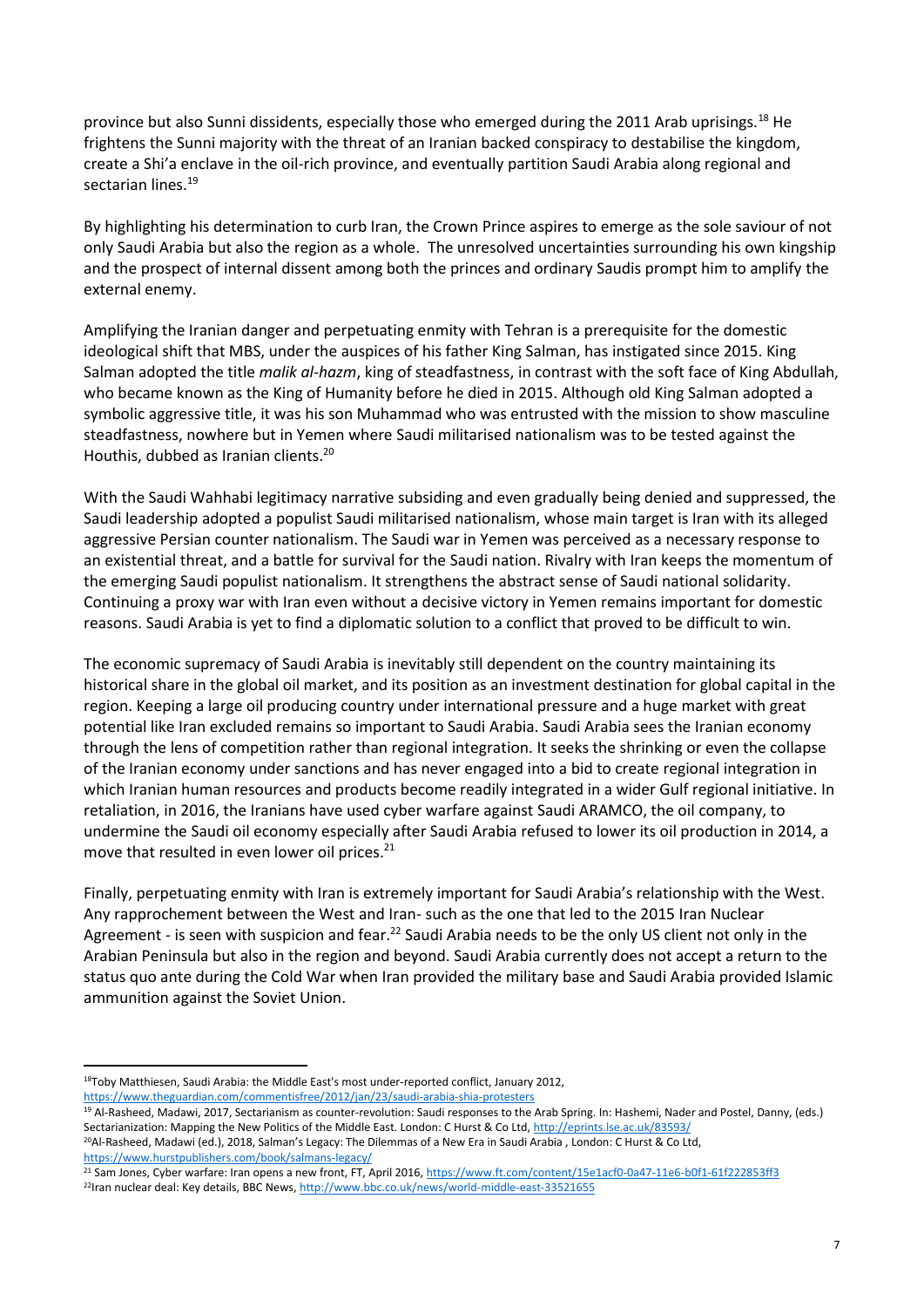province but also Sunni dissidents, especially those who emerged during the 2011 Arab uprisings.[18] He frightens the Sunni majority with the threat of an Iranian backed conspiracy to destabilise the kingdom, create a Shi'a enclave in the oil-rich province, and eventually partition Saudi Arabia along regional and sectarian lines.[19]

By highlighting his determination to curb Iran, the Crown Prince aspires to emerge as the sole saviour of not only Saudi Arabia but also the region as a whole. The unresolved uncertainties surrounding his own kingship and the prospect of internal dissent among both the princes and ordinary Saudis prompt him to amplify the external enemy.

Amplifying the Iranian danger and perpetuating enmity with Tehran is a prerequisite for the domestic ideological shift that MBS, under the auspices of his father King Salman, has instigated since 2015. King Salman adopted the title *malik al-hazm*, king of steadfastness, in contrast with the soft face of King Abdullah, who became known as the King of Humanity before he died in 2015. Although old King Salman adopted a symbolic aggressive title, it was his son Muhammad who was entrusted with the mission to show masculine steadfastness, nowhere but in Yemen where Saudi militarised nationalism was to be tested against the Houthis, dubbed as Iranian clients.[20]

With the Saudi Wahhabi legitimacy narrative subsiding and even gradually being denied and suppressed, the Saudi leadership adopted a populist Saudi militarised nationalism, whose main target is Iran with its alleged aggressive Persian counter nationalism. The Saudi war in Yemen was perceived as a necessary response to an existential threat, and a battle for survival for the Saudi nation. Rivalry with Iran keeps the momentum of the emerging Saudi populist nationalism. It strengthens the abstract sense of Saudi national solidarity. Continuing a proxy war with Iran even without a decisive victory in Yemen remains important for domestic reasons. Saudi Arabia is yet to find a diplomatic solution to a conflict that proved to be difficult to win.

The economic supremacy of Saudi Arabia is inevitably still dependent on the country maintaining its historical share in the global oil market, and its position as an investment destination for global capital in the region. Keeping a large oil producing country under international pressure and a huge market with great potential like Iran excluded remains so important to Saudi Arabia. Saudi Arabia sees the Iranian economy through the lens of competition rather than regional integration. It seeks the shrinking or even the collapse of the Iranian economy under sanctions and has never engaged into a bid to create regional integration in which Iranian human resources and products become readily integrated in a wider Gulf regional initiative. In retaliation, in 2016, the Iranians have used cyber warfare against Saudi ARAMCO, the oil company, to undermine the Saudi oil economy especially after Saudi Arabia refused to lower its oil production in 2014, a move that resulted in even lower oil prices.[21]

Finally, perpetuating enmity with Iran is extremely important for Saudi Arabia's relationship with the West. Any rapprochement between the West and Iran- such as the one that led to the 2015 Iran Nuclear Agreement - is seen with suspicion and fear.[22] Saudi Arabia needs to be the only US client not only in the Arabian Peninsula but also in the region and beyond. Saudi Arabia currently does not accept a return to the status quo ante during the Cold War when Iran provided the military base and Saudi Arabia provided Islamic ammunition against the Soviet Union.

---

[18] Toby Matthiesen, Saudi Arabia: the Middle East's most under-reported conflict, January 2012, https://www.theguardian.com/commentisfree/2012/jan/23/saudi-arabia-shia-protesters

[19] Al-Rasheed, Madawi, 2017, Sectarianism as counter-revolution: Saudi responses to the Arab Spring. In: Hashemi, Nader and Postel, Danny, (eds.) Sectarianization: Mapping the New Politics of the Middle East. London: C Hurst & Co Ltd, http://eprints.lse.ac.uk/83593/

[20] Al-Rasheed, Madawi (ed.), 2018, Salman's Legacy: The Dilemmas of a New Era in Saudi Arabia , London: C Hurst & Co Ltd, https://www.hurstpublishers.com/book/salmans-legacy/

[21] Sam Jones, Cyber warfare: Iran opens a new front, FT, April 2016, https://www.ft.com/content/15e1acf0-0a47-11e6-b0f1-61f222853ff3

[22] Iran nuclear deal: Key details, BBC News, http://www.bbc.co.uk/news/world-middle-east-33521655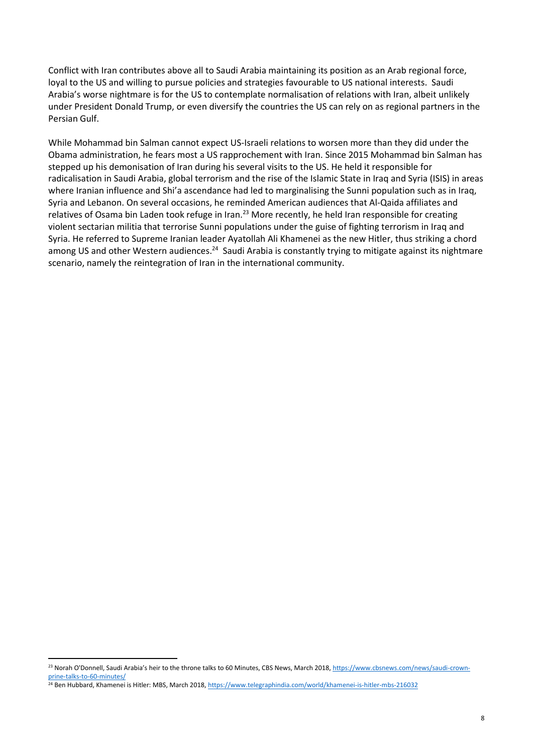Conflict with Iran contributes above all to Saudi Arabia maintaining its position as an Arab regional force, loyal to the US and willing to pursue policies and strategies favourable to US national interests. Saudi Arabia's worse nightmare is for the US to contemplate normalisation of relations with Iran, albeit unlikely under President Donald Trump, or even diversify the countries the US can rely on as regional partners in the Persian Gulf.

While Mohammad bin Salman cannot expect US-Israeli relations to worsen more than they did under the Obama administration, he fears most a US rapprochement with Iran. Since 2015 Mohammad bin Salman has stepped up his demonisation of Iran during his several visits to the US. He held it responsible for radicalisation in Saudi Arabia, global terrorism and the rise of the Islamic State in Iraq and Syria (ISIS) in areas where Iranian influence and Shi'a ascendance had led to marginalising the Sunni population such as in Iraq, Syria and Lebanon. On several occasions, he reminded American audiences that Al-Qaida affiliates and relatives of Osama bin Laden took refuge in Iran.[23] More recently, he held Iran responsible for creating violent sectarian militia that terrorise Sunni populations under the guise of fighting terrorism in Iraq and Syria. He referred to Supreme Iranian leader Ayatollah Ali Khamenei as the new Hitler, thus striking a chord among US and other Western audiences.[24] Saudi Arabia is constantly trying to mitigate against its nightmare scenario, namely the reintegration of Iran in the international community.

---

[23] Norah O'Donnell, Saudi Arabia's heir to the throne talks to 60 Minutes, CBS News, March 2018, https://www.cbsnews.com/news/saudi-crown-prine-talks-to-60-minutes/

[24] Ben Hubbard, Khamenei is Hitler: MBS, March 2018, https://www.telegraphindia.com/world/khamenei-is-hitler-mbs-216032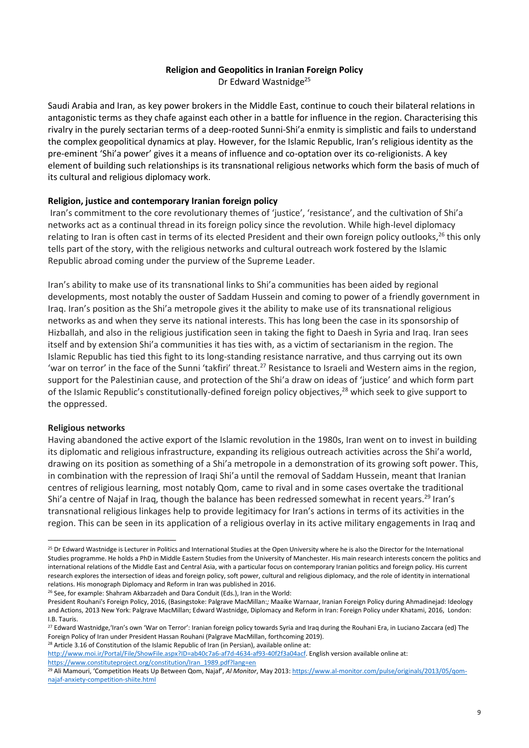## Religion and Geopolitics in Iranian Foreign Policy

Dr Edward Wastnidge[25]

Saudi Arabia and Iran, as key power brokers in the Middle East, continue to couch their bilateral relations in antagonistic terms as they chafe against each other in a battle for influence in the region. Characterising this rivalry in the purely sectarian terms of a deep-rooted Sunni-Shi'a enmity is simplistic and fails to understand the complex geopolitical dynamics at play. However, for the Islamic Republic, Iran's religious identity as the pre-eminent 'Shi'a power' gives it a means of influence and co-optation over its co-religionists. A key element of building such relationships is its transnational religious networks which form the basis of much of its cultural and religious diplomacy work.

### Religion, justice and contemporary Iranian foreign policy

Iran's commitment to the core revolutionary themes of 'justice', 'resistance', and the cultivation of Shi'a networks act as a continual thread in its foreign policy since the revolution. While high-level diplomacy relating to Iran is often cast in terms of its elected President and their own foreign policy outlooks,[26] this only tells part of the story, with the religious networks and cultural outreach work fostered by the Islamic Republic abroad coming under the purview of the Supreme Leader.

Iran's ability to make use of its transnational links to Shi'a communities has been aided by regional developments, most notably the ouster of Saddam Hussein and coming to power of a friendly government in Iraq. Iran's position as the Shi'a metropole gives it the ability to make use of its transnational religious networks as and when they serve its national interests. This has long been the case in its sponsorship of Hizballah, and also in the religious justification seen in taking the fight to Daesh in Syria and Iraq. Iran sees itself and by extension Shi'a communities it has ties with, as a victim of sectarianism in the region. The Islamic Republic has tied this fight to its long-standing resistance narrative, and thus carrying out its own 'war on terror' in the face of the Sunni 'takfiri' threat.[27] Resistance to Israeli and Western aims in the region, support for the Palestinian cause, and protection of the Shi'a draw on ideas of 'justice' and which form part of the Islamic Republic's constitutionally-defined foreign policy objectives,[28] which seek to give support to the oppressed.

### Religious networks

Having abandoned the active export of the Islamic revolution in the 1980s, Iran went on to invest in building its diplomatic and religious infrastructure, expanding its religious outreach activities across the Shi'a world, drawing on its position as something of a Shi'a metropole in a demonstration of its growing soft power. This, in combination with the repression of Iraqi Shi'a until the removal of Saddam Hussein, meant that Iranian centres of religious learning, most notably Qom, came to rival and in some cases overtake the traditional Shi'a centre of Najaf in Iraq, though the balance has been redressed somewhat in recent years.[29] Iran's transnational religious linkages help to provide legitimacy for Iran's actions in terms of its activities in the region. This can be seen in its application of a religious overlay in its active military engagements in Iraq and

---

[25] Dr Edward Wastnidge is Lecturer in Politics and International Studies at the Open University where he is also the Director for the International Studies programme. He holds a PhD in Middle Eastern Studies from the University of Manchester. His main research interests concern the politics and international relations of the Middle East and Central Asia, with a particular focus on contemporary Iranian politics and foreign policy. His current research explores the intersection of ideas and foreign policy, soft power, cultural and religious diplomacy, and the role of identity in international relations. His monograph Diplomacy and Reform in Iran was published in 2016.

[26] See, for example: Shahram Akbarzadeh and Dara Conduit (Eds.), Iran in the World: President Rouhani's Foreign Policy, 2016, (Basingstoke: Palgrave MacMillan:; Maaike Warnaar, Iranian Foreign Policy during Ahmadinejad: Ideology and Actions, 2013 New York: Palgrave MacMillan; Edward Wastnidge, Diplomacy and Reform in Iran: Foreign Policy under Khatami, 2016, London: I.B. Tauris.

[27] Edward Wastnidge,'Iran's own 'War on Terror': Iranian foreign policy towards Syria and Iraq during the Rouhani Era, in Luciano Zaccara (ed) The Foreign Policy of Iran under President Hassan Rouhani (Palgrave MacMillan, forthcoming 2019).

[28] Article 3.16 of Constitution of the Islamic Republic of Iran (in Persian), available online at: http://www.moi.ir/Portal/File/ShowFile.aspx?ID=ab40c7a6-af7d-4634-af93-40f2f3a04acf. English version available online at: https://www.constituteproject.org/constitution/Iran_1989.pdf?lang=en

[29] Ali Mamouri, 'Competition Heats Up Between Qom, Najaf', *Al Monitor*, May 2013: https://www.al-monitor.com/pulse/originals/2013/05/qom-najaf-anxiety-competition-shiite.html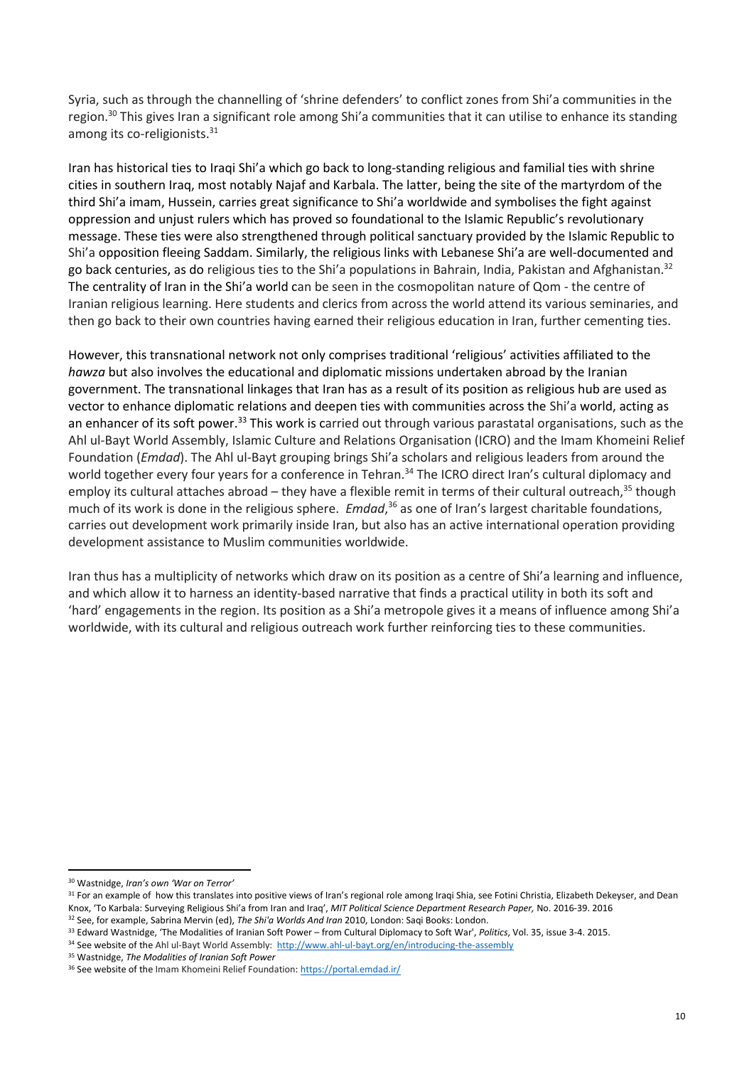Syria, such as through the channelling of 'shrine defenders' to conflict zones from Shi'a communities in the region.[30] This gives Iran a significant role among Shi'a communities that it can utilise to enhance its standing among its co-religionists.[31]

Iran has historical ties to Iraqi Shi'a which go back to long-standing religious and familial ties with shrine cities in southern Iraq, most notably Najaf and Karbala. The latter, being the site of the martyrdom of the third Shi'a imam, Hussein, carries great significance to Shi'a worldwide and symbolises the fight against oppression and unjust rulers which has proved so foundational to the Islamic Republic's revolutionary message. These ties were also strengthened through political sanctuary provided by the Islamic Republic to Shi'a opposition fleeing Saddam. Similarly, the religious links with Lebanese Shi'a are well-documented and go back centuries, as do religious ties to the Shi'a populations in Bahrain, India, Pakistan and Afghanistan.[32] The centrality of Iran in the Shi'a world can be seen in the cosmopolitan nature of Qom - the centre of Iranian religious learning. Here students and clerics from across the world attend its various seminaries, and then go back to their own countries having earned their religious education in Iran, further cementing ties.

However, this transnational network not only comprises traditional 'religious' activities affiliated to the *hawza* but also involves the educational and diplomatic missions undertaken abroad by the Iranian government. The transnational linkages that Iran has as a result of its position as religious hub are used as vector to enhance diplomatic relations and deepen ties with communities across the Shi'a world, acting as an enhancer of its soft power.[33] This work is carried out through various parastatal organisations, such as the Ahl ul-Bayt World Assembly, Islamic Culture and Relations Organisation (ICRO) and the Imam Khomeini Relief Foundation (*Emdad*). The Ahl ul-Bayt grouping brings Shi'a scholars and religious leaders from around the world together every four years for a conference in Tehran.[34] The ICRO direct Iran's cultural diplomacy and employ its cultural attaches abroad – they have a flexible remit in terms of their cultural outreach,[35] though much of its work is done in the religious sphere. *Emdad*,[36] as one of Iran's largest charitable foundations, carries out development work primarily inside Iran, but also has an active international operation providing development assistance to Muslim communities worldwide.

Iran thus has a multiplicity of networks which draw on its position as a centre of Shi'a learning and influence, and which allow it to harness an identity-based narrative that finds a practical utility in both its soft and 'hard' engagements in the region. Its position as a Shi'a metropole gives it a means of influence among Shi'a worldwide, with its cultural and religious outreach work further reinforcing ties to these communities.

---

[30] Wastnidge, *Iran's own 'War on Terror'*

[31] For an example of how this translates into positive views of Iran's regional role among Iraqi Shia, see Fotini Christia, Elizabeth Dekeyser, and Dean Knox, 'To Karbala: Surveying Religious Shi'a from Iran and Iraq', *MIT Political Science Department Research Paper,* No. 2016-39. 2016

[32] See, for example, Sabrina Mervin (ed), *The Shi'a Worlds And Iran* 2010, London: Saqi Books: London.

[33] Edward Wastnidge, 'The Modalities of Iranian Soft Power – from Cultural Diplomacy to Soft War', *Politics*, Vol. 35, issue 3-4. 2015.

[34] See website of the Ahl ul-Bayt World Assembly: http://www.ahl-ul-bayt.org/en/introducing-the-assembly

[35] Wastnidge, *The Modalities of Iranian Soft Power*

[36] See website of the Imam Khomeini Relief Foundation: https://portal.emdad.ir/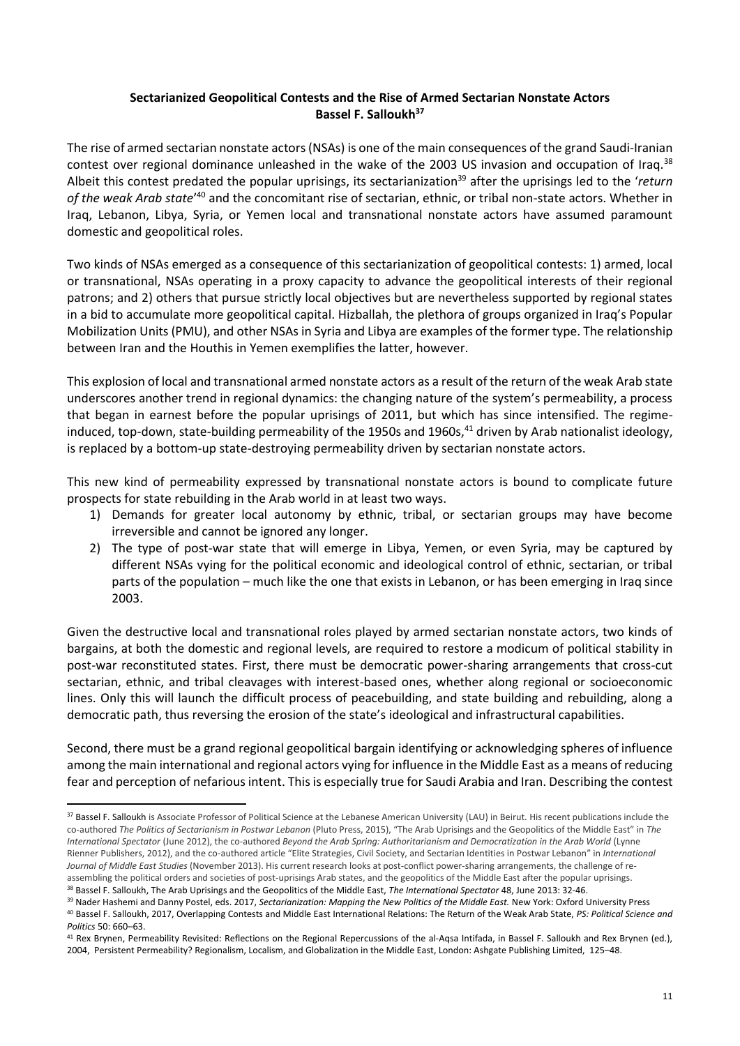**Sectarianized Geopolitical Contests and the Rise of Armed Sectarian Nonstate Actors**
**Bassel F. Salloukh[37]**

The rise of armed sectarian nonstate actors (NSAs) is one of the main consequences of the grand Saudi-Iranian contest over regional dominance unleashed in the wake of the 2003 US invasion and occupation of Iraq.[38] Albeit this contest predated the popular uprisings, its sectarianization[39] after the uprisings led to the '*return of the weak Arab state*'[40] and the concomitant rise of sectarian, ethnic, or tribal non-state actors. Whether in Iraq, Lebanon, Libya, Syria, or Yemen local and transnational nonstate actors have assumed paramount domestic and geopolitical roles.

Two kinds of NSAs emerged as a consequence of this sectarianization of geopolitical contests: 1) armed, local or transnational, NSAs operating in a proxy capacity to advance the geopolitical interests of their regional patrons; and 2) others that pursue strictly local objectives but are nevertheless supported by regional states in a bid to accumulate more geopolitical capital. Hizballah, the plethora of groups organized in Iraq's Popular Mobilization Units (PMU), and other NSAs in Syria and Libya are examples of the former type. The relationship between Iran and the Houthis in Yemen exemplifies the latter, however.

This explosion of local and transnational armed nonstate actors as a result of the return of the weak Arab state underscores another trend in regional dynamics: the changing nature of the system's permeability, a process that began in earnest before the popular uprisings of 2011, but which has since intensified. The regime-induced, top-down, state-building permeability of the 1950s and 1960s,[41] driven by Arab nationalist ideology, is replaced by a bottom-up state-destroying permeability driven by sectarian nonstate actors.

This new kind of permeability expressed by transnational nonstate actors is bound to complicate future prospects for state rebuilding in the Arab world in at least two ways.

1) Demands for greater local autonomy by ethnic, tribal, or sectarian groups may have become irreversible and cannot be ignored any longer.
2) The type of post-war state that will emerge in Libya, Yemen, or even Syria, may be captured by different NSAs vying for the political economic and ideological control of ethnic, sectarian, or tribal parts of the population – much like the one that exists in Lebanon, or has been emerging in Iraq since 2003.

Given the destructive local and transnational roles played by armed sectarian nonstate actors, two kinds of bargains, at both the domestic and regional levels, are required to restore a modicum of political stability in post-war reconstituted states. First, there must be democratic power-sharing arrangements that cross-cut sectarian, ethnic, and tribal cleavages with interest-based ones, whether along regional or socioeconomic lines. Only this will launch the difficult process of peacebuilding, and state building and rebuilding, along a democratic path, thus reversing the erosion of the state's ideological and infrastructural capabilities.

Second, there must be a grand regional geopolitical bargain identifying or acknowledging spheres of influence among the main international and regional actors vying for influence in the Middle East as a means of reducing fear and perception of nefarious intent. This is especially true for Saudi Arabia and Iran. Describing the contest

---

[37] Bassel F. Salloukh is Associate Professor of Political Science at the Lebanese American University (LAU) in Beirut. His recent publications include the co-authored *The Politics of Sectarianism in Postwar Lebanon* (Pluto Press, 2015), "The Arab Uprisings and the Geopolitics of the Middle East" in *The International Spectator* (June 2012), the co-authored *Beyond the Arab Spring: Authoritarianism and Democratization in the Arab World* (Lynne Rienner Publishers, 2012), and the co-authored article "Elite Strategies, Civil Society, and Sectarian Identities in Postwar Lebanon" in *International Journal of Middle East Studies* (November 2013). His current research looks at post-conflict power-sharing arrangements, the challenge of re-assembling the political orders and societies of post-uprisings Arab states, and the geopolitics of the Middle East after the popular uprisings.

[38] Bassel F. Salloukh, The Arab Uprisings and the Geopolitics of the Middle East, *The International Spectator* 48, June 2013: 32-46.

[39] Nader Hashemi and Danny Postel, eds. 2017, *Sectarianization: Mapping the New Politics of the Middle East.* New York: Oxford University Press

[40] Bassel F. Salloukh, 2017, Overlapping Contests and Middle East International Relations: The Return of the Weak Arab State, *PS: Political Science and Politics* 50: 660–63.

[41] Rex Brynen, Permeability Revisited: Reflections on the Regional Repercussions of the al-Aqsa Intifada, in Bassel F. Salloukh and Rex Brynen (ed.), 2004, Persistent Permeability? Regionalism, Localism, and Globalization in the Middle East, London: Ashgate Publishing Limited, 125–48.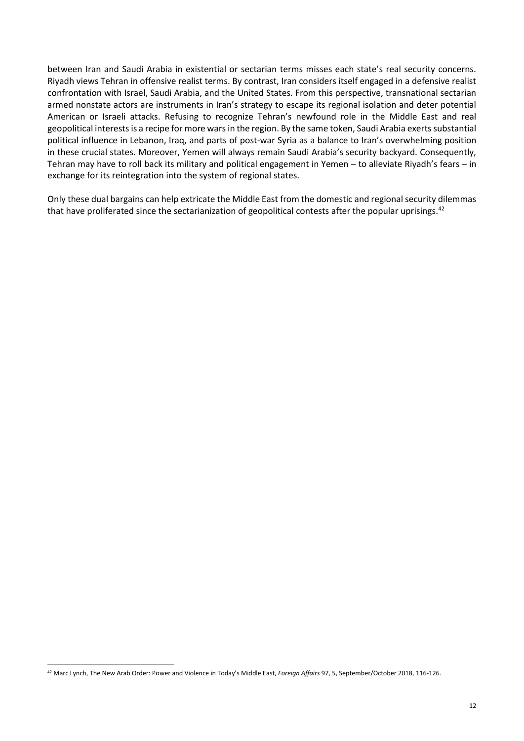between Iran and Saudi Arabia in existential or sectarian terms misses each state's real security concerns. Riyadh views Tehran in offensive realist terms. By contrast, Iran considers itself engaged in a defensive realist confrontation with Israel, Saudi Arabia, and the United States. From this perspective, transnational sectarian armed nonstate actors are instruments in Iran's strategy to escape its regional isolation and deter potential American or Israeli attacks. Refusing to recognize Tehran's newfound role in the Middle East and real geopolitical interests is a recipe for more wars in the region. By the same token, Saudi Arabia exerts substantial political influence in Lebanon, Iraq, and parts of post-war Syria as a balance to Iran's overwhelming position in these crucial states. Moreover, Yemen will always remain Saudi Arabia's security backyard. Consequently, Tehran may have to roll back its military and political engagement in Yemen – to alleviate Riyadh's fears – in exchange for its reintegration into the system of regional states.

Only these dual bargains can help extricate the Middle East from the domestic and regional security dilemmas that have proliferated since the sectarianization of geopolitical contests after the popular uprisings.[42]

---

[42] Marc Lynch, The New Arab Order: Power and Violence in Today's Middle East, *Foreign Affairs* 97, 5, September/October 2018, 116-126.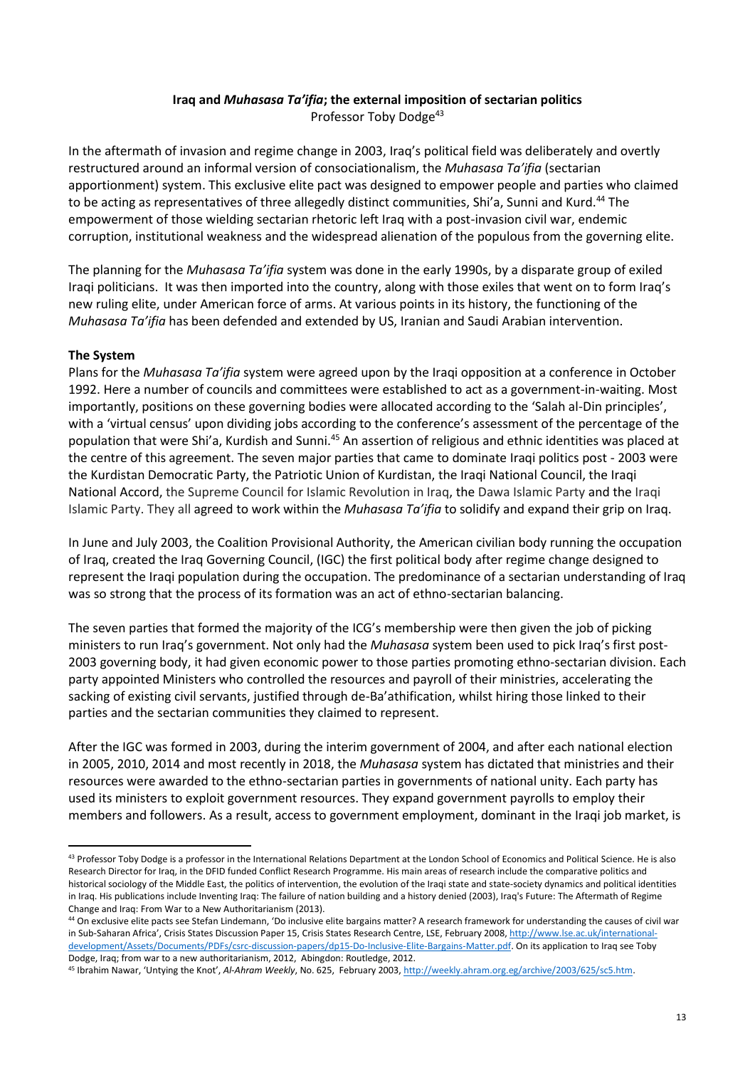## Iraq and *Muhasasa Ta'ifia*; the external imposition of sectarian politics

Professor Toby Dodge[43]

In the aftermath of invasion and regime change in 2003, Iraq's political field was deliberately and overtly restructured around an informal version of consociationalism, the *Muhasasa Ta'ifia* (sectarian apportionment) system. This exclusive elite pact was designed to empower people and parties who claimed to be acting as representatives of three allegedly distinct communities, Shi'a, Sunni and Kurd.[44] The empowerment of those wielding sectarian rhetoric left Iraq with a post-invasion civil war, endemic corruption, institutional weakness and the widespread alienation of the populous from the governing elite.

The planning for the *Muhasasa Ta'ifia* system was done in the early 1990s, by a disparate group of exiled Iraqi politicians. It was then imported into the country, along with those exiles that went on to form Iraq's new ruling elite, under American force of arms. At various points in its history, the functioning of the *Muhasasa Ta'ifia* has been defended and extended by US, Iranian and Saudi Arabian intervention.

### The System

Plans for the *Muhasasa Ta'ifia* system were agreed upon by the Iraqi opposition at a conference in October 1992. Here a number of councils and committees were established to act as a government-in-waiting. Most importantly, positions on these governing bodies were allocated according to the 'Salah al-Din principles', with a 'virtual census' upon dividing jobs according to the conference's assessment of the percentage of the population that were Shi'a, Kurdish and Sunni.[45] An assertion of religious and ethnic identities was placed at the centre of this agreement. The seven major parties that came to dominate Iraqi politics post - 2003 were the Kurdistan Democratic Party, the Patriotic Union of Kurdistan, the Iraqi National Council, the Iraqi National Accord, the Supreme Council for Islamic Revolution in Iraq, the Dawa Islamic Party and the Iraqi Islamic Party. They all agreed to work within the *Muhasasa Ta'ifia* to solidify and expand their grip on Iraq.

In June and July 2003, the Coalition Provisional Authority, the American civilian body running the occupation of Iraq, created the Iraq Governing Council, (IGC) the first political body after regime change designed to represent the Iraqi population during the occupation. The predominance of a sectarian understanding of Iraq was so strong that the process of its formation was an act of ethno-sectarian balancing.

The seven parties that formed the majority of the ICG's membership were then given the job of picking ministers to run Iraq's government. Not only had the *Muhasasa* system been used to pick Iraq's first post-2003 governing body, it had given economic power to those parties promoting ethno-sectarian division. Each party appointed Ministers who controlled the resources and payroll of their ministries, accelerating the sacking of existing civil servants, justified through de-Ba'athification, whilst hiring those linked to their parties and the sectarian communities they claimed to represent.

After the IGC was formed in 2003, during the interim government of 2004, and after each national election in 2005, 2010, 2014 and most recently in 2018, the *Muhasasa* system has dictated that ministries and their resources were awarded to the ethno-sectarian parties in governments of national unity. Each party has used its ministers to exploit government resources. They expand government payrolls to employ their members and followers. As a result, access to government employment, dominant in the Iraqi job market, is

---

[43] Professor Toby Dodge is a professor in the International Relations Department at the London School of Economics and Political Science. He is also Research Director for Iraq, in the DFID funded Conflict Research Programme. His main areas of research include the comparative politics and historical sociology of the Middle East, the politics of intervention, the evolution of the Iraqi state and state-society dynamics and political identities in Iraq. His publications include Inventing Iraq: The failure of nation building and a history denied (2003), Iraq's Future: The Aftermath of Regime Change and Iraq: From War to a New Authoritarianism (2013).

[44] On exclusive elite pacts see Stefan Lindemann, 'Do inclusive elite bargains matter? A research framework for understanding the causes of civil war in Sub-Saharan Africa', Crisis States Discussion Paper 15, Crisis States Research Centre, LSE, February 2008, http://www.lse.ac.uk/international-development/Assets/Documents/PDFs/csrc-discussion-papers/dp15-Do-Inclusive-Elite-Bargains-Matter.pdf. On its application to Iraq see Toby Dodge, Iraq; from war to a new authoritarianism, 2012, Abingdon: Routledge, 2012.

[45] Ibrahim Nawar, 'Untying the Knot', *Al-Ahram Weekly*, No. 625, February 2003, http://weekly.ahram.org.eg/archive/2003/625/sc5.htm.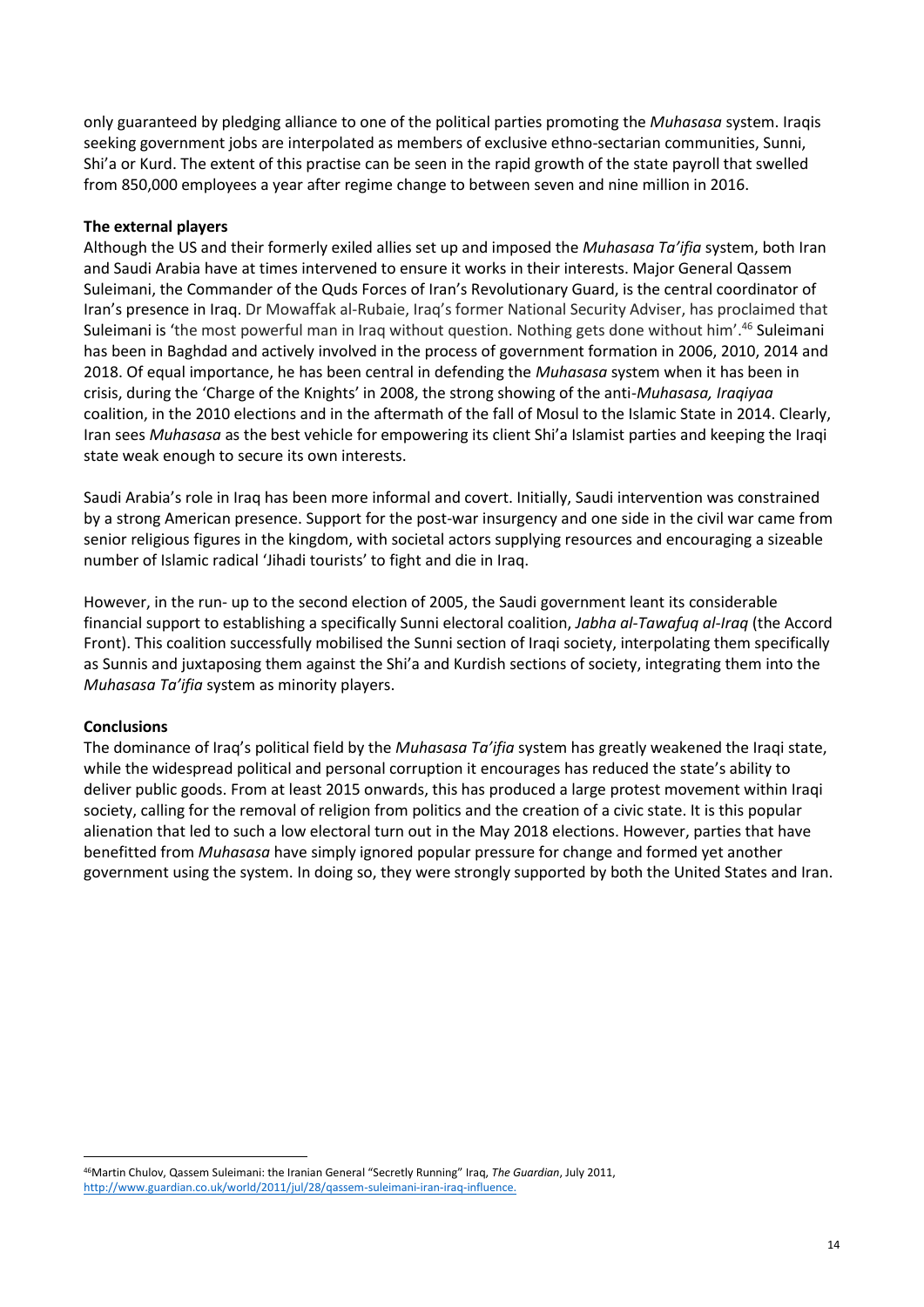only guaranteed by pledging alliance to one of the political parties promoting the *Muhasasa* system. Iraqis seeking government jobs are interpolated as members of exclusive ethno-sectarian communities, Sunni, Shi'a or Kurd. The extent of this practise can be seen in the rapid growth of the state payroll that swelled from 850,000 employees a year after regime change to between seven and nine million in 2016.

**The external players**

Although the US and their formerly exiled allies set up and imposed the *Muhasasa Ta'ifia* system, both Iran and Saudi Arabia have at times intervened to ensure it works in their interests. Major General Qassem Suleimani, the Commander of the Quds Forces of Iran's Revolutionary Guard, is the central coordinator of Iran's presence in Iraq. Dr Mowaffak al-Rubaie, Iraq's former National Security Adviser, has proclaimed that Suleimani is 'the most powerful man in Iraq without question. Nothing gets done without him'.[46] Suleimani has been in Baghdad and actively involved in the process of government formation in 2006, 2010, 2014 and 2018. Of equal importance, he has been central in defending the *Muhasasa* system when it has been in crisis, during the 'Charge of the Knights' in 2008, the strong showing of the anti-*Muhasasa, Iraqiyaa* coalition, in the 2010 elections and in the aftermath of the fall of Mosul to the Islamic State in 2014. Clearly, Iran sees *Muhasasa* as the best vehicle for empowering its client Shi'a Islamist parties and keeping the Iraqi state weak enough to secure its own interests.

Saudi Arabia's role in Iraq has been more informal and covert. Initially, Saudi intervention was constrained by a strong American presence. Support for the post-war insurgency and one side in the civil war came from senior religious figures in the kingdom, with societal actors supplying resources and encouraging a sizeable number of Islamic radical 'Jihadi tourists' to fight and die in Iraq.

However, in the run- up to the second election of 2005, the Saudi government leant its considerable financial support to establishing a specifically Sunni electoral coalition, *Jabha al-Tawafuq al-Iraq* (the Accord Front). This coalition successfully mobilised the Sunni section of Iraqi society, interpolating them specifically as Sunnis and juxtaposing them against the Shi'a and Kurdish sections of society, integrating them into the *Muhasasa Ta'ifia* system as minority players.

**Conclusions**

The dominance of Iraq's political field by the *Muhasasa Ta'ifia* system has greatly weakened the Iraqi state, while the widespread political and personal corruption it encourages has reduced the state's ability to deliver public goods. From at least 2015 onwards, this has produced a large protest movement within Iraqi society, calling for the removal of religion from politics and the creation of a civic state. It is this popular alienation that led to such a low electoral turn out in the May 2018 elections. However, parties that have benefitted from *Muhasasa* have simply ignored popular pressure for change and formed yet another government using the system. In doing so, they were strongly supported by both the United States and Iran.

---

[46] Martin Chulov, Qassem Suleimani: the Iranian General "Secretly Running" Iraq, *The Guardian*, July 2011, http://www.guardian.co.uk/world/2011/jul/28/qassem-suleimani-iran-iraq-influence.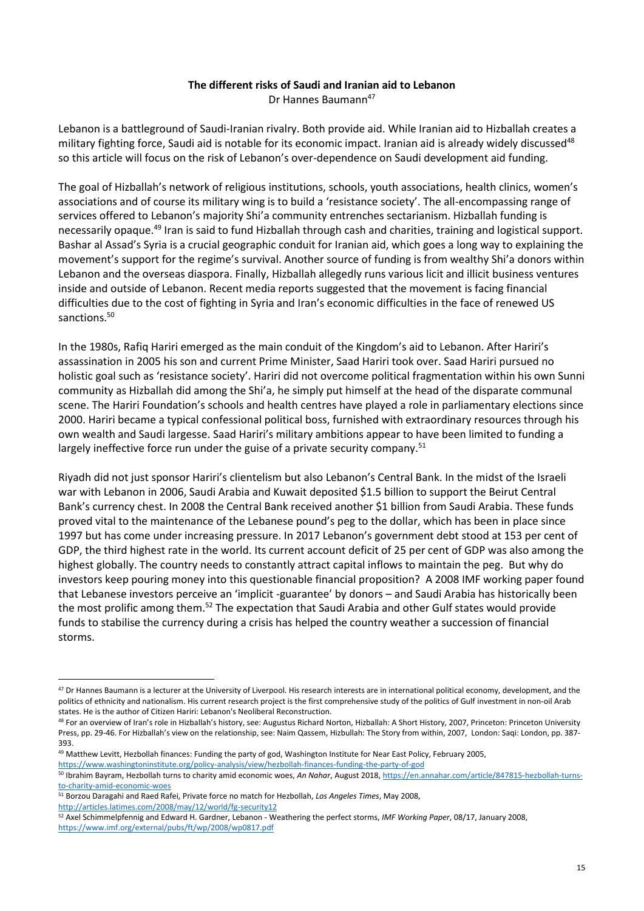**The different risks of Saudi and Iranian aid to Lebanon**

Dr Hannes Baumann[47]

Lebanon is a battleground of Saudi-Iranian rivalry. Both provide aid. While Iranian aid to Hizballah creates a military fighting force, Saudi aid is notable for its economic impact. Iranian aid is already widely discussed[48] so this article will focus on the risk of Lebanon's over-dependence on Saudi development aid funding.

The goal of Hizballah's network of religious institutions, schools, youth associations, health clinics, women's associations and of course its military wing is to build a 'resistance society'. The all-encompassing range of services offered to Lebanon's majority Shi'a community entrenches sectarianism. Hizballah funding is necessarily opaque.[49] Iran is said to fund Hizballah through cash and charities, training and logistical support. Bashar al Assad's Syria is a crucial geographic conduit for Iranian aid, which goes a long way to explaining the movement's support for the regime's survival. Another source of funding is from wealthy Shi'a donors within Lebanon and the overseas diaspora. Finally, Hizballah allegedly runs various licit and illicit business ventures inside and outside of Lebanon. Recent media reports suggested that the movement is facing financial difficulties due to the cost of fighting in Syria and Iran's economic difficulties in the face of renewed US sanctions.[50]

In the 1980s, Rafiq Hariri emerged as the main conduit of the Kingdom's aid to Lebanon. After Hariri's assassination in 2005 his son and current Prime Minister, Saad Hariri took over. Saad Hariri pursued no holistic goal such as 'resistance society'. Hariri did not overcome political fragmentation within his own Sunni community as Hizballah did among the Shi'a, he simply put himself at the head of the disparate communal scene. The Hariri Foundation's schools and health centres have played a role in parliamentary elections since 2000. Hariri became a typical confessional political boss, furnished with extraordinary resources through his own wealth and Saudi largesse. Saad Hariri's military ambitions appear to have been limited to funding a largely ineffective force run under the guise of a private security company.[51]

Riyadh did not just sponsor Hariri's clientelism but also Lebanon's Central Bank. In the midst of the Israeli war with Lebanon in 2006, Saudi Arabia and Kuwait deposited $1.5 billion to support the Beirut Central Bank's currency chest. In 2008 the Central Bank received another $1 billion from Saudi Arabia. These funds proved vital to the maintenance of the Lebanese pound's peg to the dollar, which has been in place since 1997 but has come under increasing pressure. In 2017 Lebanon's government debt stood at 153 per cent of GDP, the third highest rate in the world. Its current account deficit of 25 per cent of GDP was also among the highest globally. The country needs to constantly attract capital inflows to maintain the peg. But why do investors keep pouring money into this questionable financial proposition? A 2008 IMF working paper found that Lebanese investors perceive an 'implicit -guarantee' by donors – and Saudi Arabia has historically been the most prolific among them.[52] The expectation that Saudi Arabia and other Gulf states would provide funds to stabilise the currency during a crisis has helped the country weather a succession of financial storms.

---

[47] Dr Hannes Baumann is a lecturer at the University of Liverpool. His research interests are in international political economy, development, and the politics of ethnicity and nationalism. His current research project is the first comprehensive study of the politics of Gulf investment in non-oil Arab states. He is the author of Citizen Hariri: Lebanon's Neoliberal Reconstruction.

[48] For an overview of Iran's role in Hizballah's history, see: Augustus Richard Norton, Hizballah: A Short History, 2007, Princeton: Princeton University Press, pp. 29-46. For Hizballah's view on the relationship, see: Naim Qassem, Hizbullah: The Story from within, 2007, London: Saqi: London, pp. 387-393.

[49] Matthew Levitt, Hezbollah finances: Funding the party of god, Washington Institute for Near East Policy, February 2005, https://www.washingtoninstitute.org/policy-analysis/view/hezbollah-finances-funding-the-party-of-god

[50] Ibrahim Bayram, Hezbollah turns to charity amid economic woes, *An Nahar*, August 2018, https://en.annahar.com/article/847815-hezbollah-turns-to-charity-amid-economic-woes

[51] Borzou Daragahi and Raed Rafei, Private force no match for Hezbollah, *Los Angeles Times*, May 2008, http://articles.latimes.com/2008/may/12/world/fg-security12

[52] Axel Schimmelpfennig and Edward H. Gardner, Lebanon - Weathering the perfect storms, *IMF Working Paper*, 08/17, January 2008, https://www.imf.org/external/pubs/ft/wp/2008/wp0817.pdf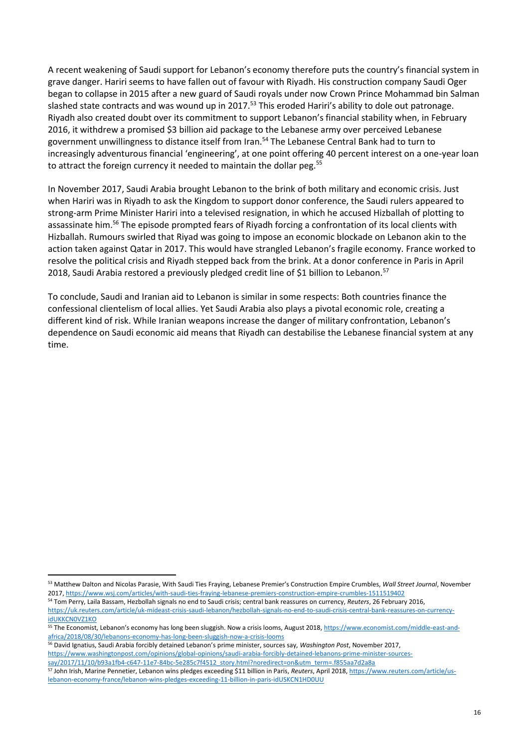A recent weakening of Saudi support for Lebanon's economy therefore puts the country's financial system in grave danger. Hariri seems to have fallen out of favour with Riyadh. His construction company Saudi Oger began to collapse in 2015 after a new guard of Saudi royals under now Crown Prince Mohammad bin Salman slashed state contracts and was wound up in 2017.[53] This eroded Hariri's ability to dole out patronage. Riyadh also created doubt over its commitment to support Lebanon's financial stability when, in February 2016, it withdrew a promised $3 billion aid package to the Lebanese army over perceived Lebanese government unwillingness to distance itself from Iran.[54] The Lebanese Central Bank had to turn to increasingly adventurous financial 'engineering', at one point offering 40 percent interest on a one-year loan to attract the foreign currency it needed to maintain the dollar peg.[55]

In November 2017, Saudi Arabia brought Lebanon to the brink of both military and economic crisis. Just when Hariri was in Riyadh to ask the Kingdom to support donor conference, the Saudi rulers appeared to strong-arm Prime Minister Hariri into a televised resignation, in which he accused Hizballah of plotting to assassinate him.[56] The episode prompted fears of Riyadh forcing a confrontation of its local clients with Hizballah. Rumours swirled that Riyad was going to impose an economic blockade on Lebanon akin to the action taken against Qatar in 2017. This would have strangled Lebanon's fragile economy. France worked to resolve the political crisis and Riyadh stepped back from the brink. At a donor conference in Paris in April 2018, Saudi Arabia restored a previously pledged credit line of $1 billion to Lebanon.[57]

To conclude, Saudi and Iranian aid to Lebanon is similar in some respects: Both countries finance the confessional clientelism of local allies. Yet Saudi Arabia also plays a pivotal economic role, creating a different kind of risk. While Iranian weapons increase the danger of military confrontation, Lebanon's dependence on Saudi economic aid means that Riyadh can destabilise the Lebanese financial system at any time.

---

[53] Matthew Dalton and Nicolas Parasie, With Saudi Ties Fraying, Lebanese Premier's Construction Empire Crumbles, *Wall Street Journal*, November 2017, https://www.wsj.com/articles/with-saudi-ties-fraying-lebanese-premiers-construction-empire-crumbles-1511519402

[54] Tom Perry, Laila Bassam, Hezbollah signals no end to Saudi crisis; central bank reassures on currency, *Reuters*, 26 February 2016, https://uk.reuters.com/article/uk-mideast-crisis-saudi-lebanon/hezbollah-signals-no-end-to-saudi-crisis-central-bank-reassures-on-currency-idUKKCN0VZ1KO

[55] The Economist, Lebanon's economy has long been sluggish. Now a crisis looms, August 2018, https://www.economist.com/middle-east-and-africa/2018/08/30/lebanons-economy-has-long-been-sluggish-now-a-crisis-looms

[56] David Ignatius, Saudi Arabia forcibly detained Lebanon's prime minister, sources say, *Washington Post*, November 2017, https://www.washingtonpost.com/opinions/global-opinions/saudi-arabia-forcibly-detained-lebanons-prime-minister-sources-say/2017/11/10/b93a1fb4-c647-11e7-84bc-5e285c7f4512_story.html?noredirect=on&utm_term=.f855aa7d2a8a

[57] John Irish, Marine Pennetier, Lebanon wins pledges exceeding $11 billion in Paris, *Reuters*, April 2018, https://www.reuters.com/article/us-lebanon-economy-france/lebanon-wins-pledges-exceeding-11-billion-in-paris-idUSKCN1HD0UU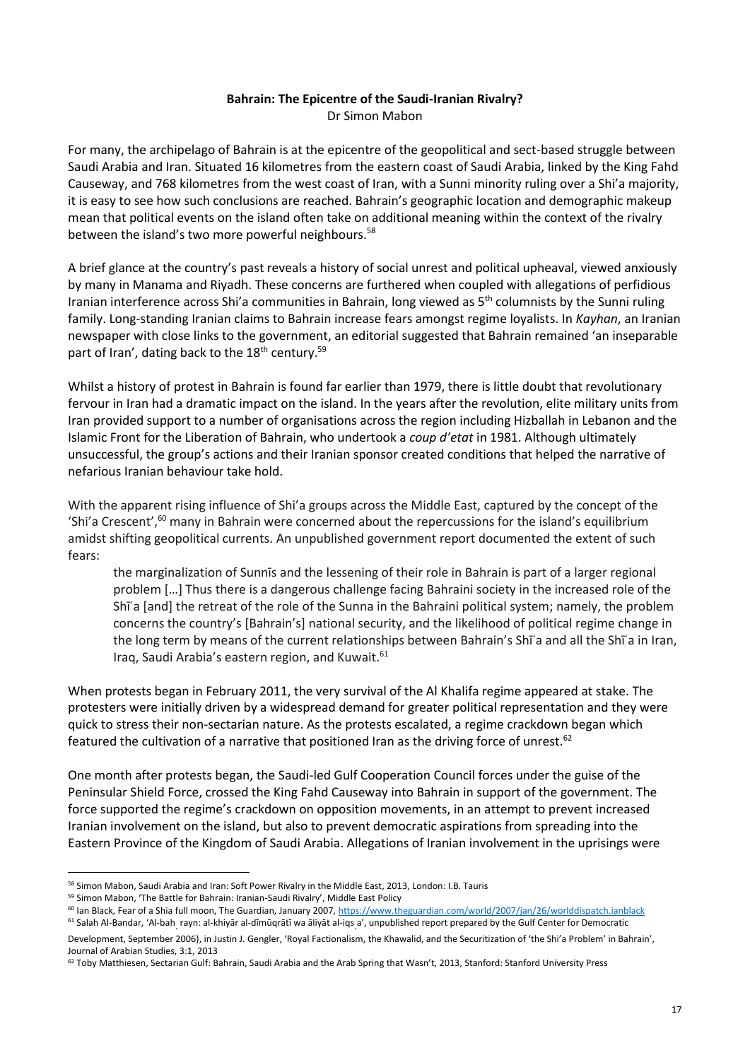**Bahrain: The Epicentre of the Saudi-Iranian Rivalry?**
Dr Simon Mabon

For many, the archipelago of Bahrain is at the epicentre of the geopolitical and sect-based struggle between Saudi Arabia and Iran. Situated 16 kilometres from the eastern coast of Saudi Arabia, linked by the King Fahd Causeway, and 768 kilometres from the west coast of Iran, with a Sunni minority ruling over a Shi'a majority, it is easy to see how such conclusions are reached. Bahrain's geographic location and demographic makeup mean that political events on the island often take on additional meaning within the context of the rivalry between the island's two more powerful neighbours.[58]

A brief glance at the country's past reveals a history of social unrest and political upheaval, viewed anxiously by many in Manama and Riyadh. These concerns are furthered when coupled with allegations of perfidious Iranian interference across Shi'a communities in Bahrain, long viewed as 5th columnists by the Sunni ruling family. Long-standing Iranian claims to Bahrain increase fears amongst regime loyalists. In *Kayhan*, an Iranian newspaper with close links to the government, an editorial suggested that Bahrain remained 'an inseparable part of Iran', dating back to the 18th century.[59]

Whilst a history of protest in Bahrain is found far earlier than 1979, there is little doubt that revolutionary fervour in Iran had a dramatic impact on the island. In the years after the revolution, elite military units from Iran provided support to a number of organisations across the region including Hizballah in Lebanon and the Islamic Front for the Liberation of Bahrain, who undertook a *coup d'etat* in 1981. Although ultimately unsuccessful, the group's actions and their Iranian sponsor created conditions that helped the narrative of nefarious Iranian behaviour take hold.

With the apparent rising influence of Shi'a groups across the Middle East, captured by the concept of the 'Shi'a Crescent',[60] many in Bahrain were concerned about the repercussions for the island's equilibrium amidst shifting geopolitical currents. An unpublished government report documented the extent of such fears:

> the marginalization of Sunnīs and the lessening of their role in Bahrain is part of a larger regional problem […] Thus there is a dangerous challenge facing Bahraini society in the increased role of the Shīʿa [and] the retreat of the role of the Sunna in the Bahraini political system; namely, the problem concerns the country's [Bahrain's] national security, and the likelihood of political regime change in the long term by means of the current relationships between Bahrain's Shīʿa and all the Shīʿa in Iran, Iraq, Saudi Arabia's eastern region, and Kuwait.[61]

When protests began in February 2011, the very survival of the Al Khalifa regime appeared at stake. The protesters were initially driven by a widespread demand for greater political representation and they were quick to stress their non-sectarian nature. As the protests escalated, a regime crackdown began which featured the cultivation of a narrative that positioned Iran as the driving force of unrest.[62]

One month after protests began, the Saudi-led Gulf Cooperation Council forces under the guise of the Peninsular Shield Force, crossed the King Fahd Causeway into Bahrain in support of the government. The force supported the regime's crackdown on opposition movements, in an attempt to prevent increased Iranian involvement on the island, but also to prevent democratic aspirations from spreading into the Eastern Province of the Kingdom of Saudi Arabia. Allegations of Iranian involvement in the uprisings were

---

[58] Simon Mabon, Saudi Arabia and Iran: Soft Power Rivalry in the Middle East, 2013, London: I.B. Tauris

[59] Simon Mabon, 'The Battle for Bahrain: Iranian-Saudi Rivalry', Middle East Policy

[60] Ian Black, Fear of a Shia full moon, The Guardian, January 2007, https://www.theguardian.com/world/2007/jan/26/worlddispatch.ianblack

[61] Salah Al-Bandar, 'Al-baḥrayn: al-khiyār al-dīmūqrātī wa āliyāt al-iqṣāʾ', unpublished report prepared by the Gulf Center for Democratic Development, September 2006), in Justin J. Gengler, 'Royal Factionalism, the Khawalid, and the Securitization of 'the Shi'a Problem' in Bahrain', Journal of Arabian Studies, 3:1, 2013

[62] Toby Matthiesen, Sectarian Gulf: Bahrain, Saudi Arabia and the Arab Spring that Wasn't, 2013, Stanford: Stanford University Press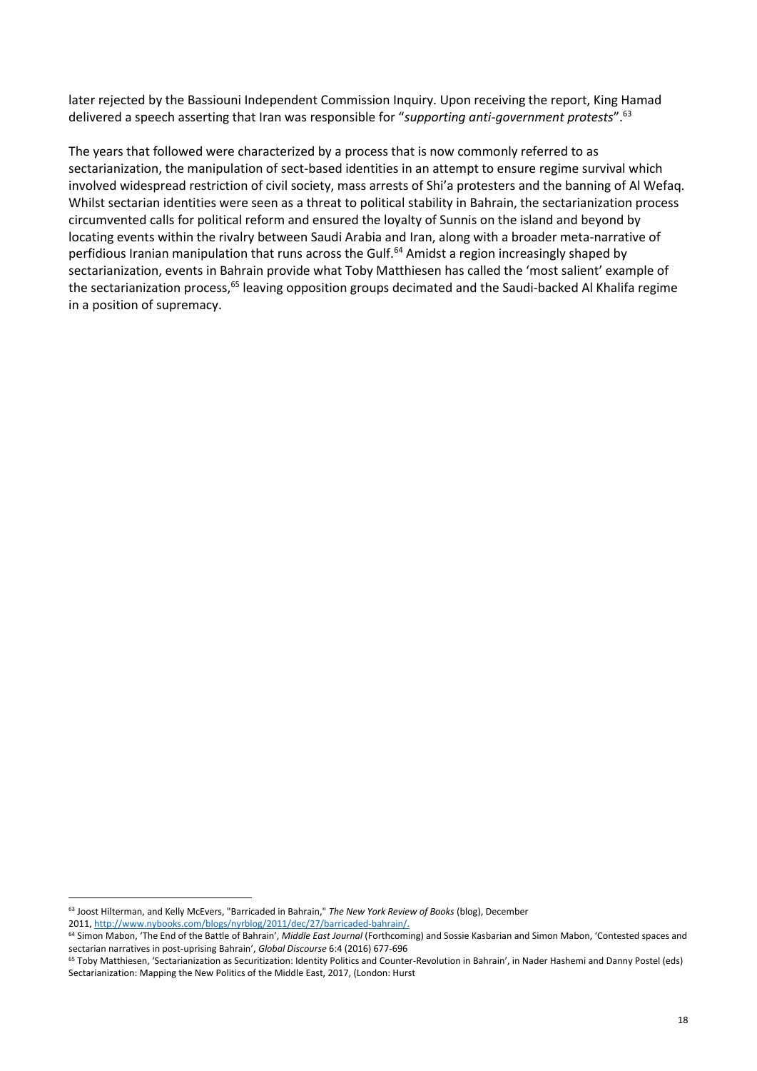later rejected by the Bassiouni Independent Commission Inquiry. Upon receiving the report, King Hamad delivered a speech asserting that Iran was responsible for "*supporting anti-government protests*".[63]

The years that followed were characterized by a process that is now commonly referred to as sectarianization, the manipulation of sect-based identities in an attempt to ensure regime survival which involved widespread restriction of civil society, mass arrests of Shi'a protesters and the banning of Al Wefaq. Whilst sectarian identities were seen as a threat to political stability in Bahrain, the sectarianization process circumvented calls for political reform and ensured the loyalty of Sunnis on the island and beyond by locating events within the rivalry between Saudi Arabia and Iran, along with a broader meta-narrative of perfidious Iranian manipulation that runs across the Gulf.[64] Amidst a region increasingly shaped by sectarianization, events in Bahrain provide what Toby Matthiesen has called the 'most salient' example of the sectarianization process,[65] leaving opposition groups decimated and the Saudi-backed Al Khalifa regime in a position of supremacy.

---

[63] Joost Hilterman, and Kelly McEvers, "Barricaded in Bahrain," *The New York Review of Books* (blog), December 2011, http://www.nybooks.com/blogs/nyrblog/2011/dec/27/barricaded-bahrain/.

[64] Simon Mabon, 'The End of the Battle of Bahrain', *Middle East Journal* (Forthcoming) and Sossie Kasbarian and Simon Mabon, 'Contested spaces and sectarian narratives in post-uprising Bahrain', *Global Discourse* 6:4 (2016) 677-696

[65] Toby Matthiesen, 'Sectarianization as Securitization: Identity Politics and Counter-Revolution in Bahrain', in Nader Hashemi and Danny Postel (eds) Sectarianization: Mapping the New Politics of the Middle East, 2017, (London: Hurst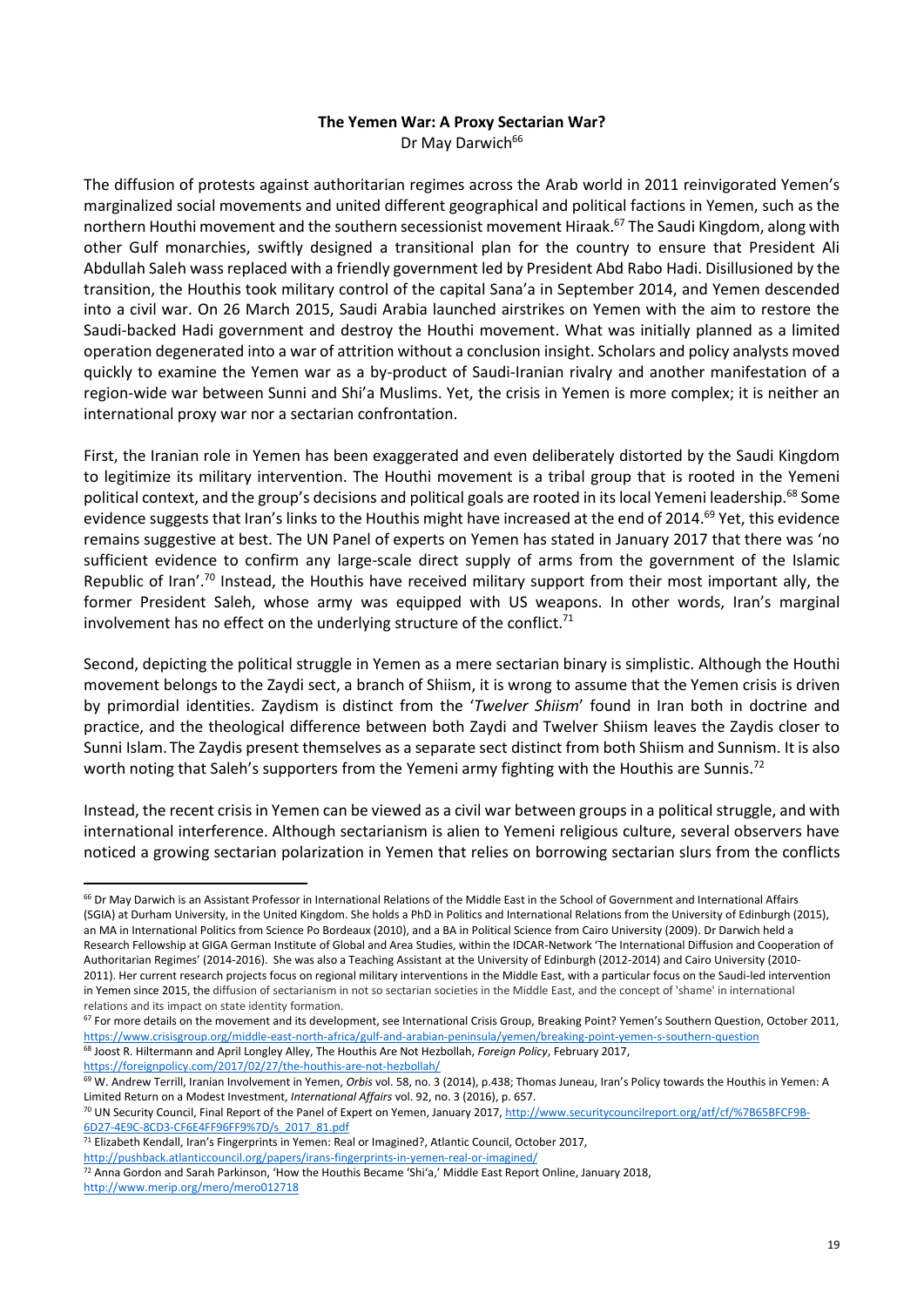## The Yemen War: A Proxy Sectarian War?

Dr May Darwich[66]

The diffusion of protests against authoritarian regimes across the Arab world in 2011 reinvigorated Yemen's marginalized social movements and united different geographical and political factions in Yemen, such as the northern Houthi movement and the southern secessionist movement Hiraak.[67] The Saudi Kingdom, along with other Gulf monarchies, swiftly designed a transitional plan for the country to ensure that President Ali Abdullah Saleh wass replaced with a friendly government led by President Abd Rabo Hadi. Disillusioned by the transition, the Houthis took military control of the capital Sana'a in September 2014, and Yemen descended into a civil war. On 26 March 2015, Saudi Arabia launched airstrikes on Yemen with the aim to restore the Saudi-backed Hadi government and destroy the Houthi movement. What was initially planned as a limited operation degenerated into a war of attrition without a conclusion insight. Scholars and policy analysts moved quickly to examine the Yemen war as a by-product of Saudi-Iranian rivalry and another manifestation of a region-wide war between Sunni and Shi'a Muslims. Yet, the crisis in Yemen is more complex; it is neither an international proxy war nor a sectarian confrontation.

First, the Iranian role in Yemen has been exaggerated and even deliberately distorted by the Saudi Kingdom to legitimize its military intervention. The Houthi movement is a tribal group that is rooted in the Yemeni political context, and the group's decisions and political goals are rooted in its local Yemeni leadership.[68] Some evidence suggests that Iran's links to the Houthis might have increased at the end of 2014.[69] Yet, this evidence remains suggestive at best. The UN Panel of experts on Yemen has stated in January 2017 that there was 'no sufficient evidence to confirm any large-scale direct supply of arms from the government of the Islamic Republic of Iran'.[70] Instead, the Houthis have received military support from their most important ally, the former President Saleh, whose army was equipped with US weapons. In other words, Iran's marginal involvement has no effect on the underlying structure of the conflict.[71]

Second, depicting the political struggle in Yemen as a mere sectarian binary is simplistic. Although the Houthi movement belongs to the Zaydi sect, a branch of Shiism, it is wrong to assume that the Yemen crisis is driven by primordial identities. Zaydism is distinct from the '*Twelver Shiism*' found in Iran both in doctrine and practice, and the theological difference between both Zaydi and Twelver Shiism leaves the Zaydis closer to Sunni Islam. The Zaydis present themselves as a separate sect distinct from both Shiism and Sunnism. It is also worth noting that Saleh's supporters from the Yemeni army fighting with the Houthis are Sunnis.[72]

Instead, the recent crisis in Yemen can be viewed as a civil war between groups in a political struggle, and with international interference. Although sectarianism is alien to Yemeni religious culture, several observers have noticed a growing sectarian polarization in Yemen that relies on borrowing sectarian slurs from the conflicts

---

[66] Dr May Darwich is an Assistant Professor in International Relations of the Middle East in the School of Government and International Affairs (SGIA) at Durham University, in the United Kingdom. She holds a PhD in Politics and International Relations from the University of Edinburgh (2015), an MA in International Politics from Science Po Bordeaux (2010), and a BA in Political Science from Cairo University (2009). Dr Darwich held a Research Fellowship at GIGA German Institute of Global and Area Studies, within the IDCAR-Network 'The International Diffusion and Cooperation of Authoritarian Regimes' (2014-2016). She was also a Teaching Assistant at the University of Edinburgh (2012-2014) and Cairo University (2010-2011). Her current research projects focus on regional military interventions in the Middle East, with a particular focus on the Saudi-led intervention in Yemen since 2015, the diffusion of sectarianism in not so sectarian societies in the Middle East, and the concept of 'shame' in international relations and its impact on state identity formation.

[67] For more details on the movement and its development, see International Crisis Group, Breaking Point? Yemen's Southern Question, October 2011, https://www.crisisgroup.org/middle-east-north-africa/gulf-and-arabian-peninsula/yemen/breaking-point-yemen-s-southern-question

[68] Joost R. Hiltermann and April Longley Alley, The Houthis Are Not Hezbollah, *Foreign Policy*, February 2017, https://foreignpolicy.com/2017/02/27/the-houthis-are-not-hezbollah/

[69] W. Andrew Terrill, Iranian Involvement in Yemen, *Orbis* vol. 58, no. 3 (2014), p.438; Thomas Juneau, Iran's Policy towards the Houthis in Yemen: A Limited Return on a Modest Investment, *International Affairs* vol. 92, no. 3 (2016), p. 657.

[70] UN Security Council, Final Report of the Panel of Expert on Yemen, January 2017, http://www.securitycouncilreport.org/atf/cf/%7B65BFCF9B-6D27-4E9C-8CD3-CF6E4FF96FF9%7D/s_2017_81.pdf

[71] Elizabeth Kendall, Iran's Fingerprints in Yemen: Real or Imagined?, Atlantic Council, October 2017, http://pushback.atlanticcouncil.org/papers/irans-fingerprints-in-yemen-real-or-imagined/

[72] Anna Gordon and Sarah Parkinson, 'How the Houthis Became 'Shi'a,' Middle East Report Online, January 2018, http://www.merip.org/mero/mero012718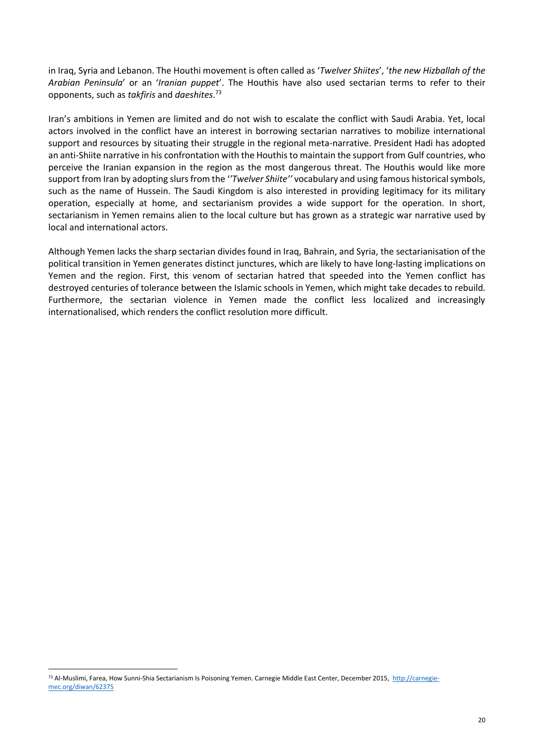in Iraq, Syria and Lebanon. The Houthi movement is often called as '*Twelver Shiites*', '*the new Hizballah of the Arabian Peninsula*' or an '*Iranian puppet*'. The Houthis have also used sectarian terms to refer to their opponents, such as *takfiris* and *daeshites*.[73]

Iran's ambitions in Yemen are limited and do not wish to escalate the conflict with Saudi Arabia. Yet, local actors involved in the conflict have an interest in borrowing sectarian narratives to mobilize international support and resources by situating their struggle in the regional meta-narrative. President Hadi has adopted an anti-Shiite narrative in his confrontation with the Houthis to maintain the support from Gulf countries, who perceive the Iranian expansion in the region as the most dangerous threat. The Houthis would like more support from Iran by adopting slurs from the ''*Twelver Shiite*'' vocabulary and using famous historical symbols, such as the name of Hussein. The Saudi Kingdom is also interested in providing legitimacy for its military operation, especially at home, and sectarianism provides a wide support for the operation. In short, sectarianism in Yemen remains alien to the local culture but has grown as a strategic war narrative used by local and international actors.

Although Yemen lacks the sharp sectarian divides found in Iraq, Bahrain, and Syria, the sectarianisation of the political transition in Yemen generates distinct junctures, which are likely to have long-lasting implications on Yemen and the region. First, this venom of sectarian hatred that speeded into the Yemen conflict has destroyed centuries of tolerance between the Islamic schools in Yemen, which might take decades to rebuild. Furthermore, the sectarian violence in Yemen made the conflict less localized and increasingly internationalised, which renders the conflict resolution more difficult.

[73] Al-Muslimi, Farea, How Sunni-Shia Sectarianism Is Poisoning Yemen. Carnegie Middle East Center, December 2015, http://carnegie-mec.org/diwan/62375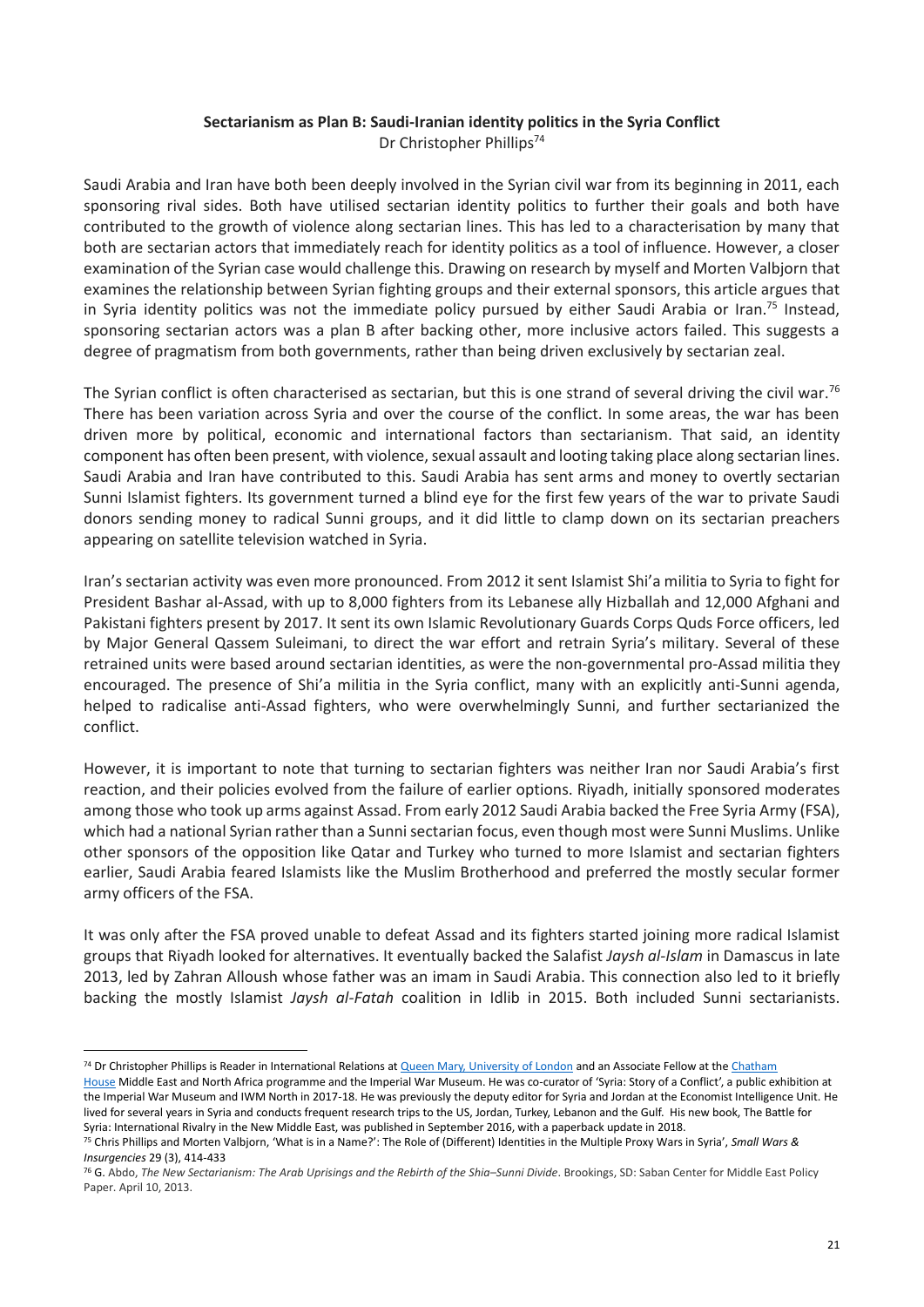**Sectarianism as Plan B: Saudi-Iranian identity politics in the Syria Conflict**

Dr Christopher Phillips[74]

Saudi Arabia and Iran have both been deeply involved in the Syrian civil war from its beginning in 2011, each sponsoring rival sides. Both have utilised sectarian identity politics to further their goals and both have contributed to the growth of violence along sectarian lines. This has led to a characterisation by many that both are sectarian actors that immediately reach for identity politics as a tool of influence. However, a closer examination of the Syrian case would challenge this. Drawing on research by myself and Morten Valbjorn that examines the relationship between Syrian fighting groups and their external sponsors, this article argues that in Syria identity politics was not the immediate policy pursued by either Saudi Arabia or Iran.[75] Instead, sponsoring sectarian actors was a plan B after backing other, more inclusive actors failed. This suggests a degree of pragmatism from both governments, rather than being driven exclusively by sectarian zeal.

The Syrian conflict is often characterised as sectarian, but this is one strand of several driving the civil war.[76] There has been variation across Syria and over the course of the conflict. In some areas, the war has been driven more by political, economic and international factors than sectarianism. That said, an identity component has often been present, with violence, sexual assault and looting taking place along sectarian lines. Saudi Arabia and Iran have contributed to this. Saudi Arabia has sent arms and money to overtly sectarian Sunni Islamist fighters. Its government turned a blind eye for the first few years of the war to private Saudi donors sending money to radical Sunni groups, and it did little to clamp down on its sectarian preachers appearing on satellite television watched in Syria.

Iran's sectarian activity was even more pronounced. From 2012 it sent Islamist Shi'a militia to Syria to fight for President Bashar al-Assad, with up to 8,000 fighters from its Lebanese ally Hizballah and 12,000 Afghani and Pakistani fighters present by 2017. It sent its own Islamic Revolutionary Guards Corps Quds Force officers, led by Major General Qassem Suleimani, to direct the war effort and retrain Syria's military. Several of these retrained units were based around sectarian identities, as were the non-governmental pro-Assad militia they encouraged. The presence of Shi'a militia in the Syria conflict, many with an explicitly anti-Sunni agenda, helped to radicalise anti-Assad fighters, who were overwhelmingly Sunni, and further sectarianized the conflict.

However, it is important to note that turning to sectarian fighters was neither Iran nor Saudi Arabia's first reaction, and their policies evolved from the failure of earlier options. Riyadh, initially sponsored moderates among those who took up arms against Assad. From early 2012 Saudi Arabia backed the Free Syria Army (FSA), which had a national Syrian rather than a Sunni sectarian focus, even though most were Sunni Muslims. Unlike other sponsors of the opposition like Qatar and Turkey who turned to more Islamist and sectarian fighters earlier, Saudi Arabia feared Islamists like the Muslim Brotherhood and preferred the mostly secular former army officers of the FSA.

It was only after the FSA proved unable to defeat Assad and its fighters started joining more radical Islamist groups that Riyadh looked for alternatives. It eventually backed the Salafist *Jaysh al-Islam* in Damascus in late 2013, led by Zahran Alloush whose father was an imam in Saudi Arabia. This connection also led to it briefly backing the mostly Islamist *Jaysh al-Fatah* coalition in Idlib in 2015. Both included Sunni sectarianists.

---

[74] Dr Christopher Phillips is Reader in International Relations at Queen Mary, University of London and an Associate Fellow at the Chatham House Middle East and North Africa programme and the Imperial War Museum. He was co-curator of 'Syria: Story of a Conflict', a public exhibition at the Imperial War Museum and IWM North in 2017-18. He was previously the deputy editor for Syria and Jordan at the Economist Intelligence Unit. He lived for several years in Syria and conducts frequent research trips to the US, Jordan, Turkey, Lebanon and the Gulf. His new book, The Battle for Syria: International Rivalry in the New Middle East, was published in September 2016, with a paperback update in 2018.

[75] Chris Phillips and Morten Valbjorn, 'What is in a Name?': The Role of (Different) Identities in the Multiple Proxy Wars in Syria', *Small Wars & Insurgencies* 29 (3), 414-433

[76] G. Abdo, *The New Sectarianism: The Arab Uprisings and the Rebirth of the Shia–Sunni Divide*. Brookings, SD: Saban Center for Middle East Policy Paper. April 10, 2013.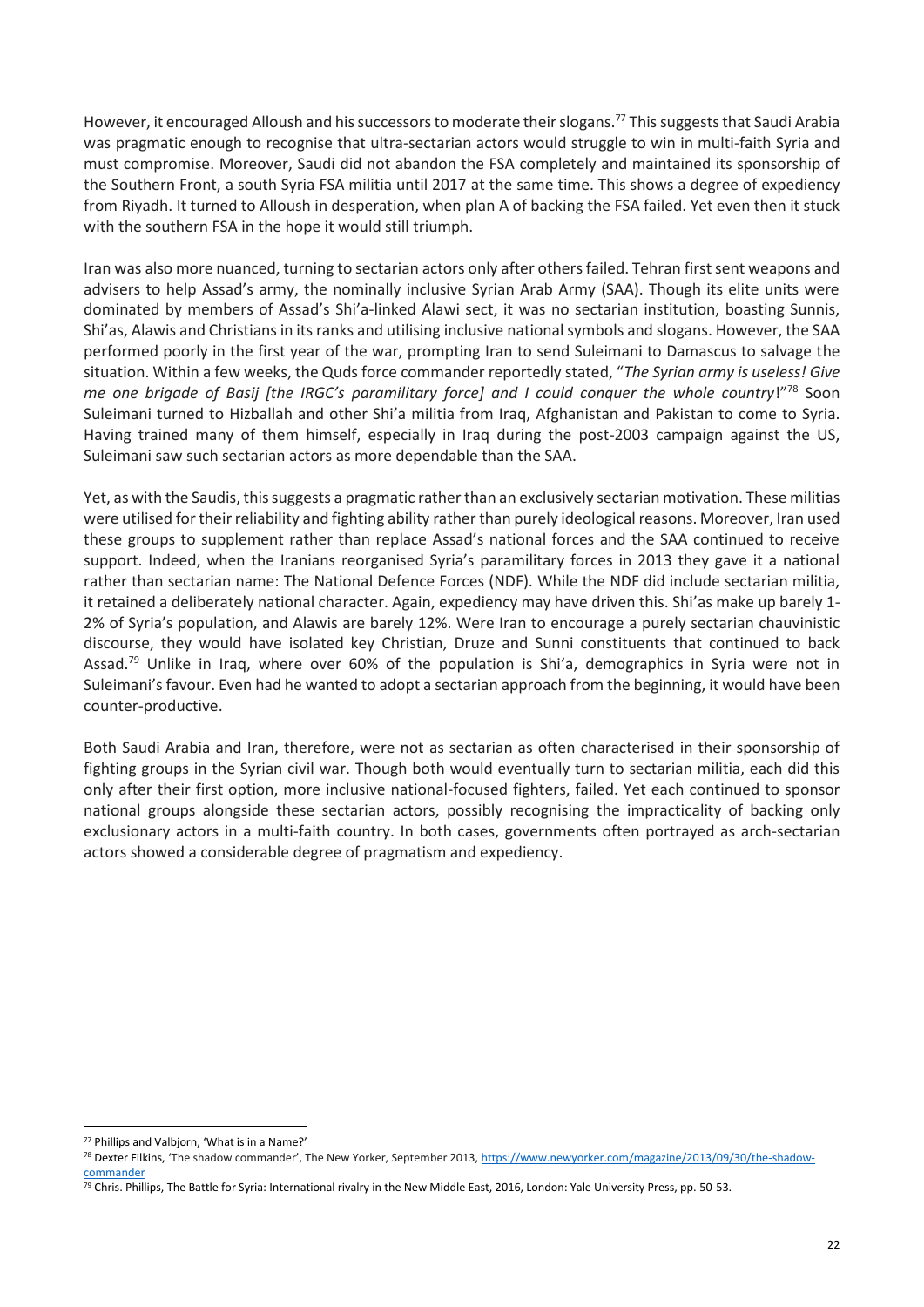However, it encouraged Alloush and his successors to moderate their slogans.[77] This suggests that Saudi Arabia was pragmatic enough to recognise that ultra-sectarian actors would struggle to win in multi-faith Syria and must compromise. Moreover, Saudi did not abandon the FSA completely and maintained its sponsorship of the Southern Front, a south Syria FSA militia until 2017 at the same time. This shows a degree of expediency from Riyadh. It turned to Alloush in desperation, when plan A of backing the FSA failed. Yet even then it stuck with the southern FSA in the hope it would still triumph.

Iran was also more nuanced, turning to sectarian actors only after others failed. Tehran first sent weapons and advisers to help Assad's army, the nominally inclusive Syrian Arab Army (SAA). Though its elite units were dominated by members of Assad's Shi'a-linked Alawi sect, it was no sectarian institution, boasting Sunnis, Shi'as, Alawis and Christians in its ranks and utilising inclusive national symbols and slogans. However, the SAA performed poorly in the first year of the war, prompting Iran to send Suleimani to Damascus to salvage the situation. Within a few weeks, the Quds force commander reportedly stated, "*The Syrian army is useless! Give me one brigade of Basij [the IRGC's paramilitary force] and I could conquer the whole country*!"[78] Soon Suleimani turned to Hizballah and other Shi'a militia from Iraq, Afghanistan and Pakistan to come to Syria. Having trained many of them himself, especially in Iraq during the post-2003 campaign against the US, Suleimani saw such sectarian actors as more dependable than the SAA.

Yet, as with the Saudis, this suggests a pragmatic rather than an exclusively sectarian motivation. These militias were utilised for their reliability and fighting ability rather than purely ideological reasons. Moreover, Iran used these groups to supplement rather than replace Assad's national forces and the SAA continued to receive support. Indeed, when the Iranians reorganised Syria's paramilitary forces in 2013 they gave it a national rather than sectarian name: The National Defence Forces (NDF). While the NDF did include sectarian militia, it retained a deliberately national character. Again, expediency may have driven this. Shi'as make up barely 1-2% of Syria's population, and Alawis are barely 12%. Were Iran to encourage a purely sectarian chauvinistic discourse, they would have isolated key Christian, Druze and Sunni constituents that continued to back Assad.[79] Unlike in Iraq, where over 60% of the population is Shi'a, demographics in Syria were not in Suleimani's favour. Even had he wanted to adopt a sectarian approach from the beginning, it would have been counter-productive.

Both Saudi Arabia and Iran, therefore, were not as sectarian as often characterised in their sponsorship of fighting groups in the Syrian civil war. Though both would eventually turn to sectarian militia, each did this only after their first option, more inclusive national-focused fighters, failed. Yet each continued to sponsor national groups alongside these sectarian actors, possibly recognising the impracticality of backing only exclusionary actors in a multi-faith country. In both cases, governments often portrayed as arch-sectarian actors showed a considerable degree of pragmatism and expediency.

---

[77] Phillips and Valbjorn, 'What is in a Name?'

[78] Dexter Filkins, 'The shadow commander', The New Yorker, September 2013, https://www.newyorker.com/magazine/2013/09/30/the-shadow-commander

[79] Chris. Phillips, The Battle for Syria: International rivalry in the New Middle East, 2016, London: Yale University Press, pp. 50-53.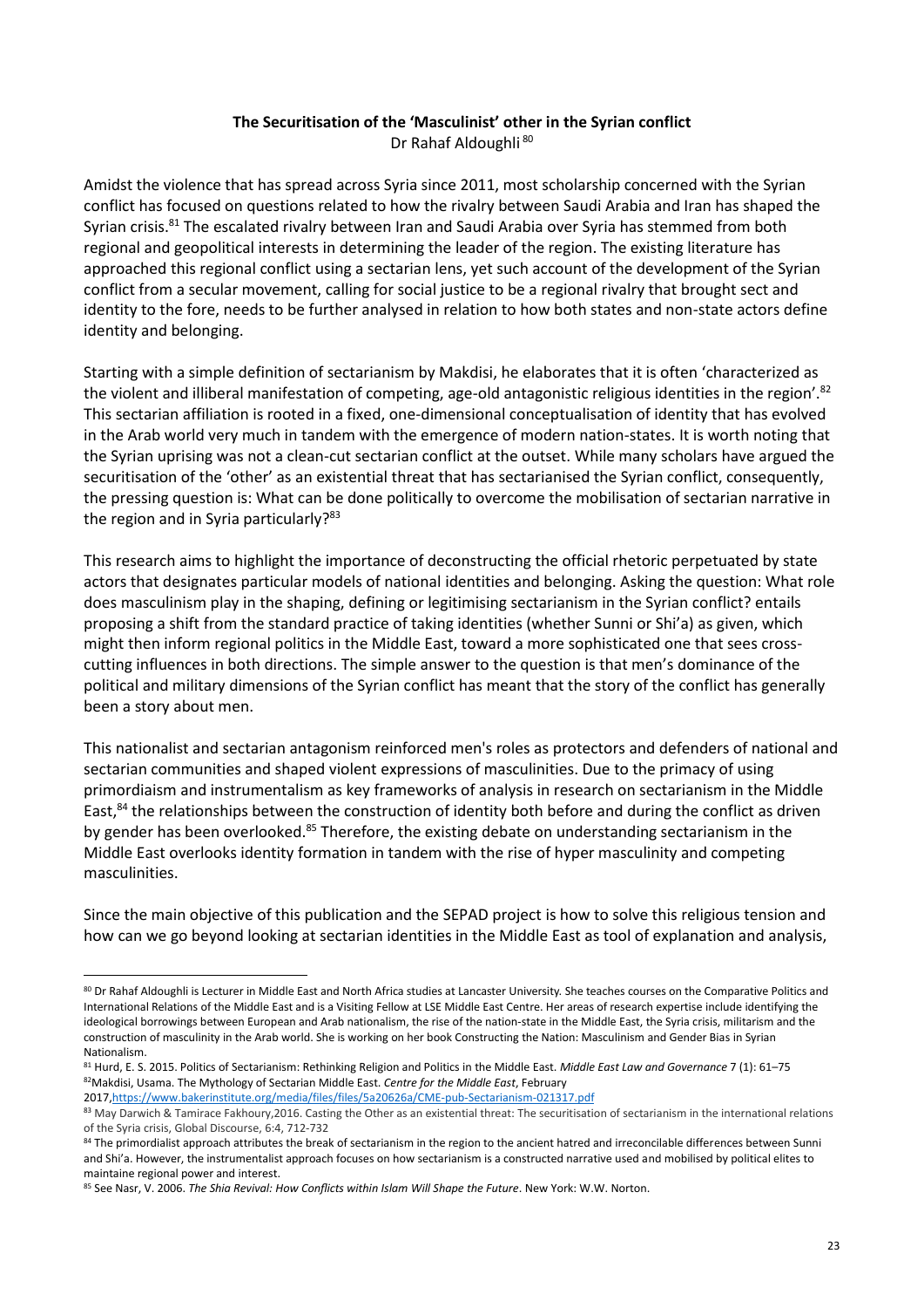**The Securitisation of the 'Masculinist' other in the Syrian conflict**

Dr Rahaf Aldoughli [80]

Amidst the violence that has spread across Syria since 2011, most scholarship concerned with the Syrian conflict has focused on questions related to how the rivalry between Saudi Arabia and Iran has shaped the Syrian crisis.[81] The escalated rivalry between Iran and Saudi Arabia over Syria has stemmed from both regional and geopolitical interests in determining the leader of the region. The existing literature has approached this regional conflict using a sectarian lens, yet such account of the development of the Syrian conflict from a secular movement, calling for social justice to be a regional rivalry that brought sect and identity to the fore, needs to be further analysed in relation to how both states and non-state actors define identity and belonging.

Starting with a simple definition of sectarianism by Makdisi, he elaborates that it is often 'characterized as the violent and illiberal manifestation of competing, age-old antagonistic religious identities in the region'.[82] This sectarian affiliation is rooted in a fixed, one-dimensional conceptualisation of identity that has evolved in the Arab world very much in tandem with the emergence of modern nation-states. It is worth noting that the Syrian uprising was not a clean-cut sectarian conflict at the outset. While many scholars have argued the securitisation of the 'other' as an existential threat that has sectarianised the Syrian conflict, consequently, the pressing question is: What can be done politically to overcome the mobilisation of sectarian narrative in the region and in Syria particularly?[83]

This research aims to highlight the importance of deconstructing the official rhetoric perpetuated by state actors that designates particular models of national identities and belonging. Asking the question: What role does masculinism play in the shaping, defining or legitimising sectarianism in the Syrian conflict? entails proposing a shift from the standard practice of taking identities (whether Sunni or Shi'a) as given, which might then inform regional politics in the Middle East, toward a more sophisticated one that sees cross-cutting influences in both directions. The simple answer to the question is that men's dominance of the political and military dimensions of the Syrian conflict has meant that the story of the conflict has generally been a story about men.

This nationalist and sectarian antagonism reinforced men's roles as protectors and defenders of national and sectarian communities and shaped violent expressions of masculinities. Due to the primacy of using primordiaism and instrumentalism as key frameworks of analysis in research on sectarianism in the Middle East,[84] the relationships between the construction of identity both before and during the conflict as driven by gender has been overlooked.[85] Therefore, the existing debate on understanding sectarianism in the Middle East overlooks identity formation in tandem with the rise of hyper masculinity and competing masculinities.

Since the main objective of this publication and the SEPAD project is how to solve this religious tension and how can we go beyond looking at sectarian identities in the Middle East as tool of explanation and analysis,

---

[80] Dr Rahaf Aldoughli is Lecturer in Middle East and North Africa studies at Lancaster University. She teaches courses on the Comparative Politics and International Relations of the Middle East and is a Visiting Fellow at LSE Middle East Centre. Her areas of research expertise include identifying the ideological borrowings between European and Arab nationalism, the rise of the nation-state in the Middle East, the Syria crisis, militarism and the construction of masculinity in the Arab world. She is working on her book Constructing the Nation: Masculinism and Gender Bias in Syrian Nationalism.

[81] Hurd, E. S. 2015. Politics of Sectarianism: Rethinking Religion and Politics in the Middle East. *Middle East Law and Governance* 7 (1): 61–75

[82] Makdisi, Usama. The Mythology of Sectarian Middle East. *Centre for the Middle East*, February 2017,https://www.bakerinstitute.org/media/files/files/5a20626a/CME-pub-Sectarianism-021317.pdf

[83] May Darwich & Tamirace Fakhoury,2016. Casting the Other as an existential threat: The securitisation of sectarianism in the international relations of the Syria crisis, Global Discourse, 6:4, 712-732

[84] The primordialist approach attributes the break of sectarianism in the region to the ancient hatred and irreconcilable differences between Sunni and Shi'a. However, the instrumentalist approach focuses on how sectarianism is a constructed narrative used and mobilised by political elites to maintaine regional power and interest.

[85] See Nasr, V. 2006. *The Shia Revival: How Conflicts within Islam Will Shape the Future*. New York: W.W. Norton.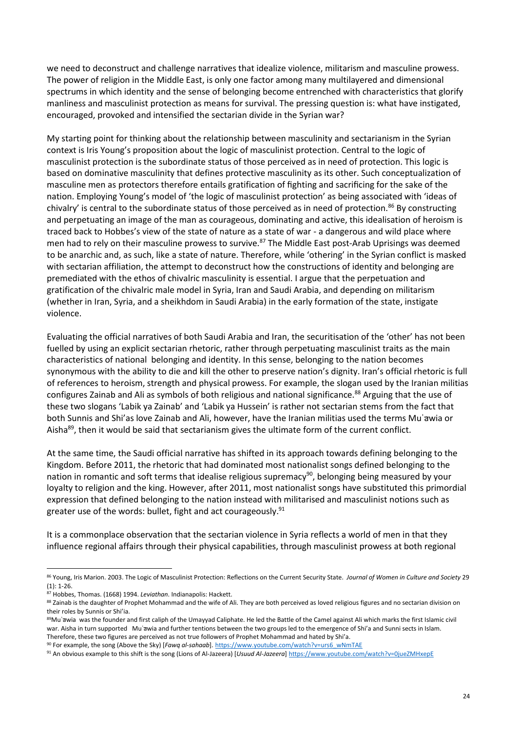we need to deconstruct and challenge narratives that idealize violence, militarism and masculine prowess. The power of religion in the Middle East, is only one factor among many multilayered and dimensional spectrums in which identity and the sense of belonging become entrenched with characteristics that glorify manliness and masculinist protection as means for survival. The pressing question is: what have instigated, encouraged, provoked and intensified the sectarian divide in the Syrian war?

My starting point for thinking about the relationship between masculinity and sectarianism in the Syrian context is Iris Young's proposition about the logic of masculinist protection. Central to the logic of masculinist protection is the subordinate status of those perceived as in need of protection. This logic is based on dominative masculinity that defines protective masculinity as its other. Such conceptualization of masculine men as protectors therefore entails gratification of fighting and sacrificing for the sake of the nation. Employing Young's model of 'the logic of masculinist protection' as being associated with 'ideas of chivalry' is central to the subordinate status of those perceived as in need of protection.[86] By constructing and perpetuating an image of the man as courageous, dominating and active, this idealisation of heroism is traced back to Hobbes's view of the state of nature as a state of war - a dangerous and wild place where men had to rely on their masculine prowess to survive.[87] The Middle East post-Arab Uprisings was deemed to be anarchic and, as such, like a state of nature. Therefore, while 'othering' in the Syrian conflict is masked with sectarian affiliation, the attempt to deconstruct how the constructions of identity and belonging are premediated with the ethos of chivalric masculinity is essential. I argue that the perpetuation and gratification of the chivalric male model in Syria, Iran and Saudi Arabia, and depending on militarism (whether in Iran, Syria, and a sheikhdom in Saudi Arabia) in the early formation of the state, instigate violence.

Evaluating the official narratives of both Saudi Arabia and Iran, the securitisation of the 'other' has not been fuelled by using an explicit sectarian rhetoric, rather through perpetuating masculinist traits as the main characteristics of national belonging and identity. In this sense, belonging to the nation becomes synonymous with the ability to die and kill the other to preserve nation's dignity. Iran's official rhetoric is full of references to heroism, strength and physical prowess. For example, the slogan used by the Iranian militias configures Zainab and Ali as symbols of both religious and national significance.[88] Arguing that the use of these two slogans 'Labik ya Zainab' and 'Labik ya Hussein' is rather not sectarian stems from the fact that both Sunnis and Shi'as love Zainab and Ali, however, have the Iranian militias used the terms Muˈāwia or Aisha[89], then it would be said that sectarianism gives the ultimate form of the current conflict.

At the same time, the Saudi official narrative has shifted in its approach towards defining belonging to the Kingdom. Before 2011, the rhetoric that had dominated most nationalist songs defined belonging to the nation in romantic and soft terms that idealise religious supremacy[90], belonging being measured by your loyalty to religion and the king. However, after 2011, most nationalist songs have substituted this primordial expression that defined belonging to the nation instead with militarised and masculinist notions such as greater use of the words: bullet, fight and act courageously.[91]

It is a commonplace observation that the sectarian violence in Syria reflects a world of men in that they influence regional affairs through their physical capabilities, through masculinist prowess at both regional

---

[86] Young, Iris Marion. 2003. The Logic of Masculinist Protection: Reflections on the Current Security State. *Journal of Women in Culture and Society* 29 (1): 1-26.

[87] Hobbes, Thomas. (1668) 1994. *Leviathan*. Indianapolis: Hackett.

[88] Zainab is the daughter of Prophet Mohammad and the wife of Ali. They are both perceived as loved religious figures and no sectarian division on their roles by Sunnis or Shi'ia.

[89] Muˈāwia was the founder and first caliph of the Umayyad Caliphate. He led the Battle of the Camel against Ali which marks the first Islamic civil war. Aisha in turn supported Muˈāwia and further tentions between the two groups led to the emergence of Shi'a and Sunni sects in Islam. Therefore, these two figures are perceived as not true followers of Prophet Mohammad and hated by Shi'a.

[90] For example, the song (Above the Sky) [*Fawq al-sahaab*]. https://www.youtube.com/watch?v=urs6_wNmTAE

[91] An obvious example to this shift is the song (Lions of Al-Jazeera) [*Usuud Al-Jazeera*] https://www.youtube.com/watch?v=0jueZMHxepE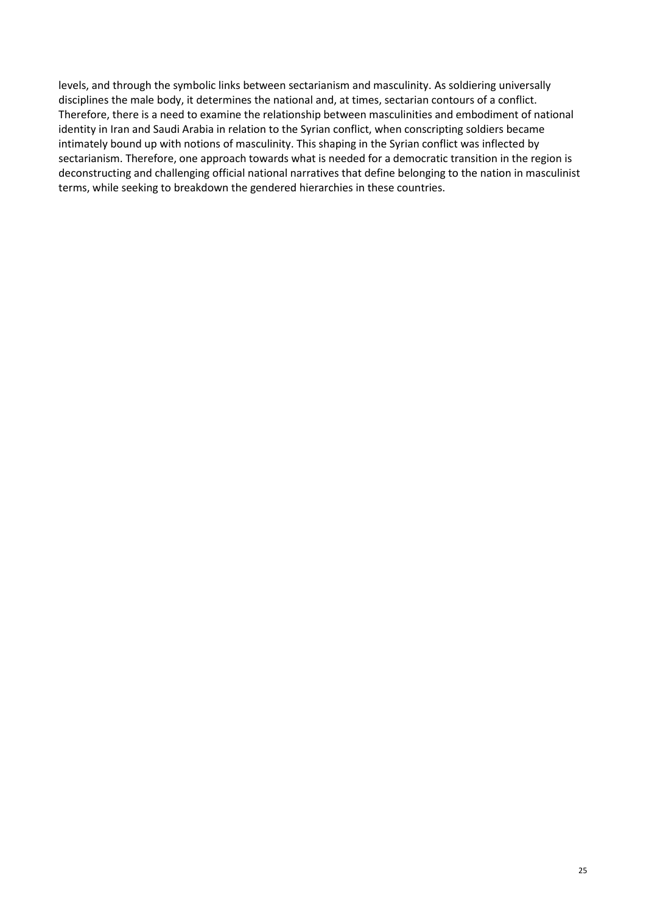levels, and through the symbolic links between sectarianism and masculinity. As soldiering universally disciplines the male body, it determines the national and, at times, sectarian contours of a conflict. Therefore, there is a need to examine the relationship between masculinities and embodiment of national identity in Iran and Saudi Arabia in relation to the Syrian conflict, when conscripting soldiers became intimately bound up with notions of masculinity. This shaping in the Syrian conflict was inflected by sectarianism. Therefore, one approach towards what is needed for a democratic transition in the region is deconstructing and challenging official national narratives that define belonging to the nation in masculinist terms, while seeking to breakdown the gendered hierarchies in these countries.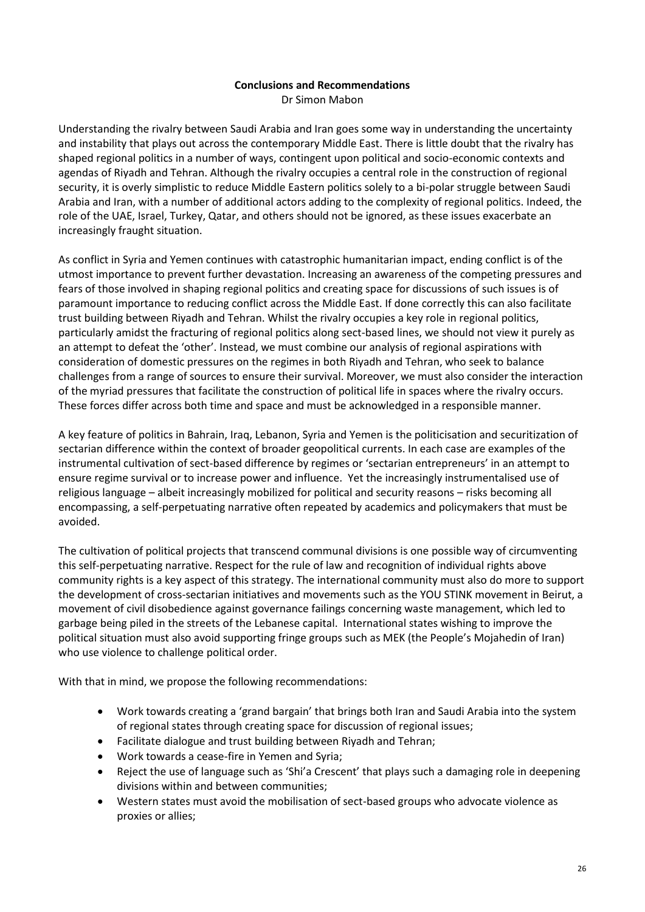## Conclusions and Recommendations

Dr Simon Mabon

Understanding the rivalry between Saudi Arabia and Iran goes some way in understanding the uncertainty and instability that plays out across the contemporary Middle East. There is little doubt that the rivalry has shaped regional politics in a number of ways, contingent upon political and socio-economic contexts and agendas of Riyadh and Tehran. Although the rivalry occupies a central role in the construction of regional security, it is overly simplistic to reduce Middle Eastern politics solely to a bi-polar struggle between Saudi Arabia and Iran, with a number of additional actors adding to the complexity of regional politics. Indeed, the role of the UAE, Israel, Turkey, Qatar, and others should not be ignored, as these issues exacerbate an increasingly fraught situation.

As conflict in Syria and Yemen continues with catastrophic humanitarian impact, ending conflict is of the utmost importance to prevent further devastation. Increasing an awareness of the competing pressures and fears of those involved in shaping regional politics and creating space for discussions of such issues is of paramount importance to reducing conflict across the Middle East. If done correctly this can also facilitate trust building between Riyadh and Tehran. Whilst the rivalry occupies a key role in regional politics, particularly amidst the fracturing of regional politics along sect-based lines, we should not view it purely as an attempt to defeat the 'other'. Instead, we must combine our analysis of regional aspirations with consideration of domestic pressures on the regimes in both Riyadh and Tehran, who seek to balance challenges from a range of sources to ensure their survival. Moreover, we must also consider the interaction of the myriad pressures that facilitate the construction of political life in spaces where the rivalry occurs. These forces differ across both time and space and must be acknowledged in a responsible manner.

A key feature of politics in Bahrain, Iraq, Lebanon, Syria and Yemen is the politicisation and securitization of sectarian difference within the context of broader geopolitical currents. In each case are examples of the instrumental cultivation of sect-based difference by regimes or 'sectarian entrepreneurs' in an attempt to ensure regime survival or to increase power and influence. Yet the increasingly instrumentalised use of religious language – albeit increasingly mobilized for political and security reasons – risks becoming all encompassing, a self-perpetuating narrative often repeated by academics and policymakers that must be avoided.

The cultivation of political projects that transcend communal divisions is one possible way of circumventing this self-perpetuating narrative. Respect for the rule of law and recognition of individual rights above community rights is a key aspect of this strategy. The international community must also do more to support the development of cross-sectarian initiatives and movements such as the YOU STINK movement in Beirut, a movement of civil disobedience against governance failings concerning waste management, which led to garbage being piled in the streets of the Lebanese capital. International states wishing to improve the political situation must also avoid supporting fringe groups such as MEK (the People's Mojahedin of Iran) who use violence to challenge political order.

With that in mind, we propose the following recommendations:

- Work towards creating a 'grand bargain' that brings both Iran and Saudi Arabia into the system of regional states through creating space for discussion of regional issues;
- Facilitate dialogue and trust building between Riyadh and Tehran;
- Work towards a cease-fire in Yemen and Syria;
- Reject the use of language such as 'Shi'a Crescent' that plays such a damaging role in deepening divisions within and between communities;
- Western states must avoid the mobilisation of sect-based groups who advocate violence as proxies or allies;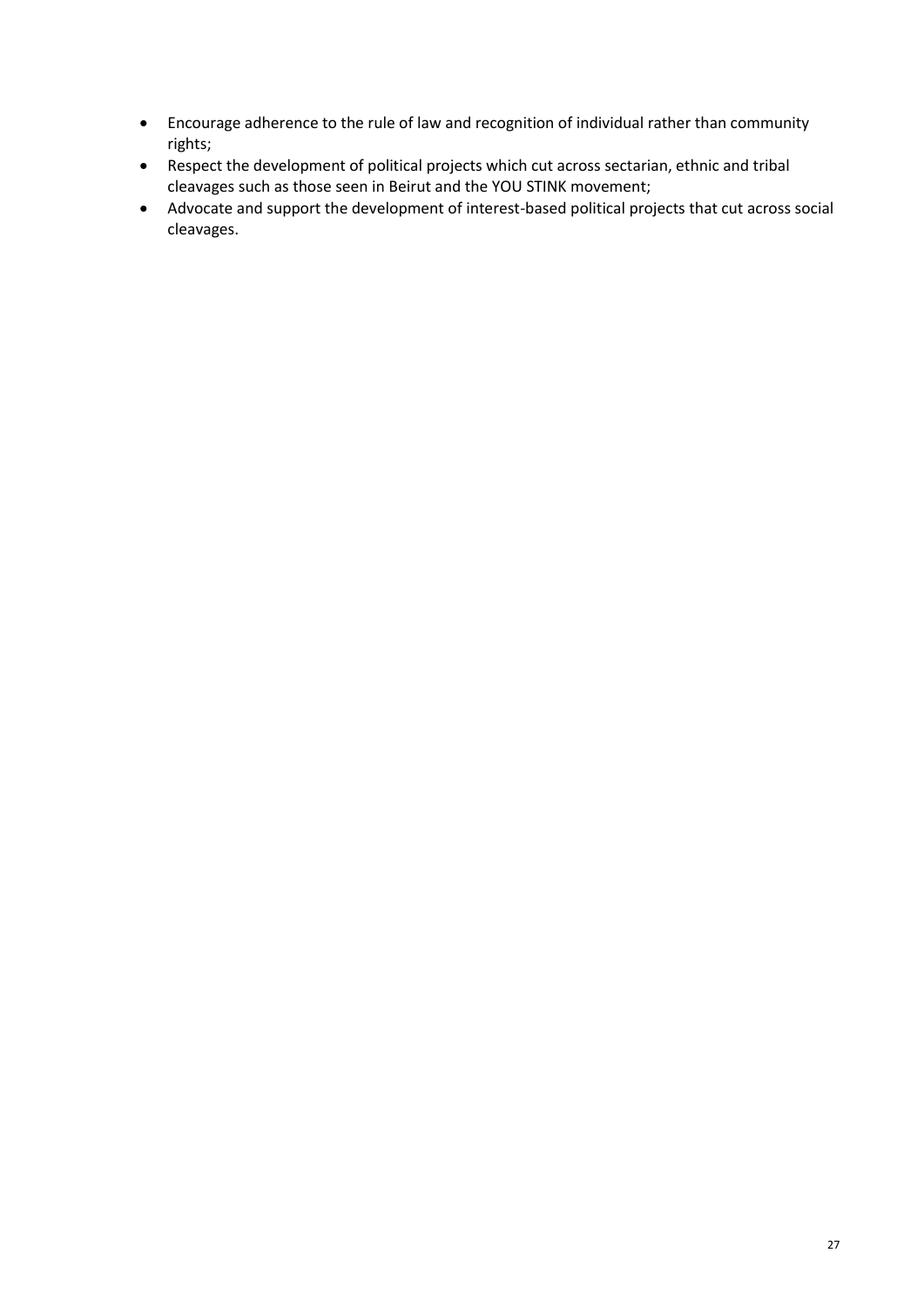- Encourage adherence to the rule of law and recognition of individual rather than community rights;
- Respect the development of political projects which cut across sectarian, ethnic and tribal cleavages such as those seen in Beirut and the YOU STINK movement;
- Advocate and support the development of interest-based political projects that cut across social cleavages.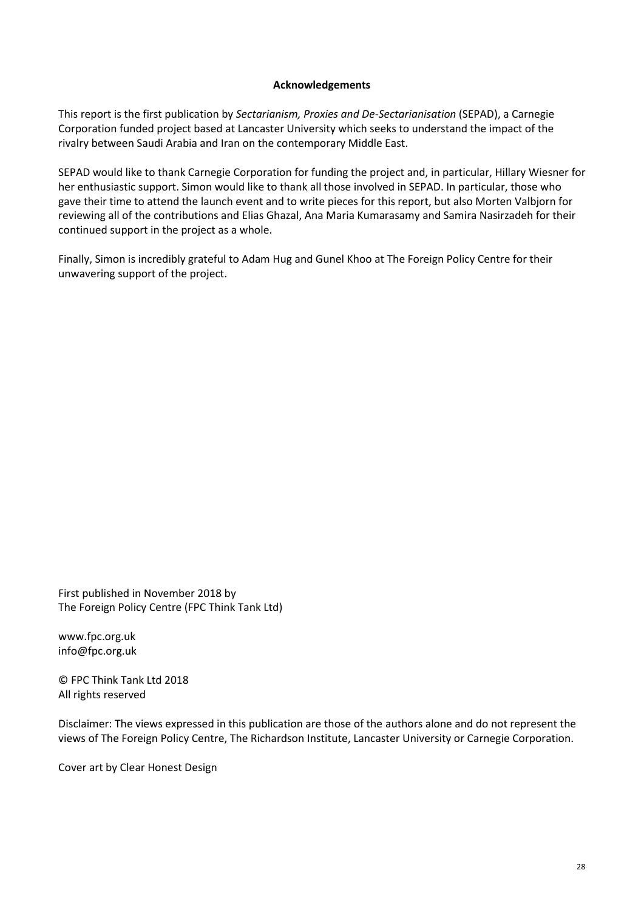**Acknowledgements**

This report is the first publication by *Sectarianism, Proxies and De-Sectarianisation* (SEPAD), a Carnegie Corporation funded project based at Lancaster University which seeks to understand the impact of the rivalry between Saudi Arabia and Iran on the contemporary Middle East.

SEPAD would like to thank Carnegie Corporation for funding the project and, in particular, Hillary Wiesner for her enthusiastic support. Simon would like to thank all those involved in SEPAD. In particular, those who gave their time to attend the launch event and to write pieces for this report, but also Morten Valbjorn for reviewing all of the contributions and Elias Ghazal, Ana Maria Kumarasamy and Samira Nasirzadeh for their continued support in the project as a whole.

Finally, Simon is incredibly grateful to Adam Hug and Gunel Khoo at The Foreign Policy Centre for their unwavering support of the project.

First published in November 2018 by
The Foreign Policy Centre (FPC Think Tank Ltd)

www.fpc.org.uk
info@fpc.org.uk

© FPC Think Tank Ltd 2018
All rights reserved

Disclaimer: The views expressed in this publication are those of the authors alone and do not represent the views of The Foreign Policy Centre, The Richardson Institute, Lancaster University or Carnegie Corporation.

Cover art by Clear Honest Design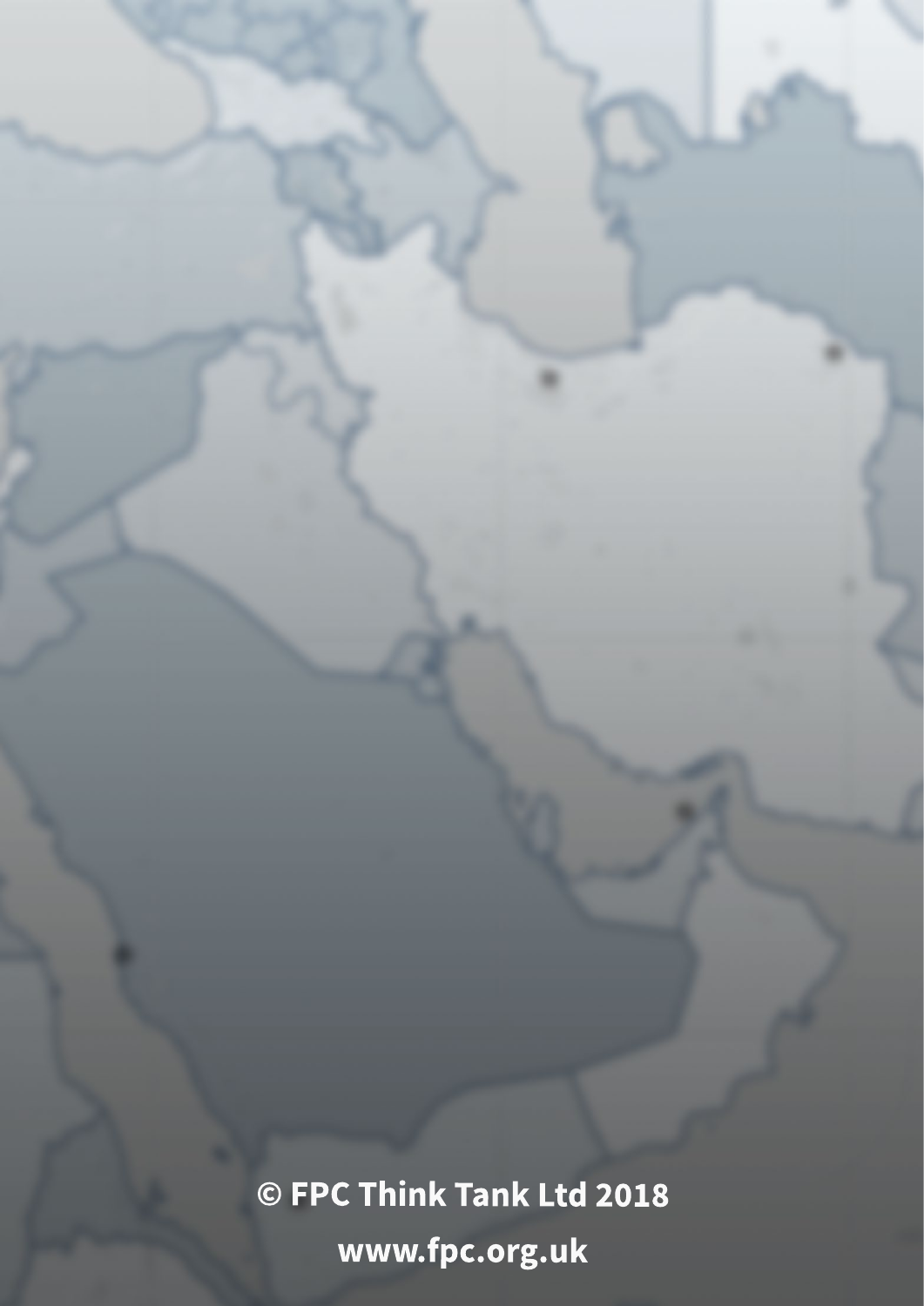**© FPC Think Tank Ltd 2018**

**www.fpc.org.uk**